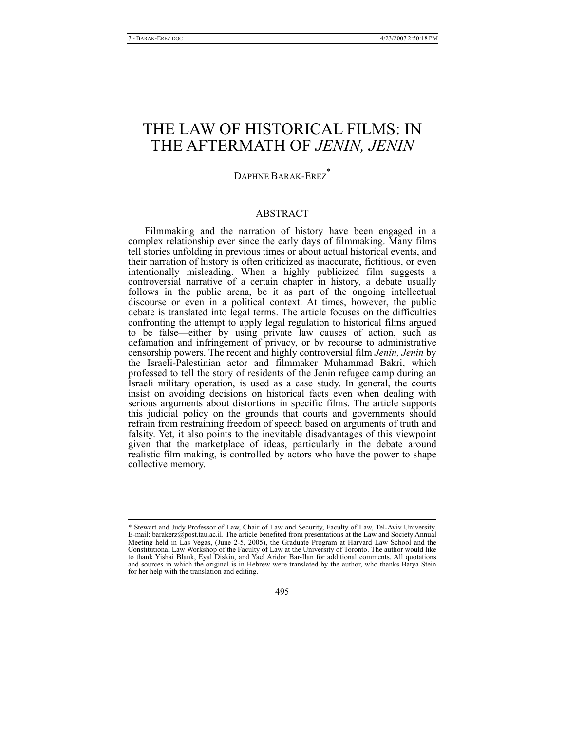# THE LAW OF HISTORICAL FILMS: IN THE AFTERMATH OF *JENIN, JENIN*

DAPHNE BARAK-EREZ[*]

## ABSTRACT

Filmmaking and the narration of history have been engaged in a complex relationship ever since the early days of filmmaking. Many films tell stories unfolding in previous times or about actual historical events, and their narration of history is often criticized as inaccurate, fictitious, or even intentionally misleading. When a highly publicized film suggests a controversial narrative of a certain chapter in history, a debate usually follows in the public arena, be it as part of the ongoing intellectual discourse or even in a political context. At times, however, the public debate is translated into legal terms. The article focuses on the difficulties confronting the attempt to apply legal regulation to historical films argued to be false—either by using private law causes of action, such as defamation and infringement of privacy, or by recourse to administrative censorship powers. The recent and highly controversial film *Jenin, Jenin* by the Israeli-Palestinian actor and filmmaker Muhammad Bakri, which professed to tell the story of residents of the Jenin refugee camp during an Israeli military operation, is used as a case study. In general, the courts insist on avoiding decisions on historical facts even when dealing with serious arguments about distortions in specific films. The article supports this judicial policy on the grounds that courts and governments should refrain from restraining freedom of speech based on arguments of truth and falsity. Yet, it also points to the inevitable disadvantages of this viewpoint given that the marketplace of ideas, particularly in the debate around realistic film making, is controlled by actors who have the power to shape collective memory.

---

[*] Stewart and Judy Professor of Law, Chair of Law and Security, Faculty of Law, Tel-Aviv University. E-mail: barakerz@post.tau.ac.il. The article benefited from presentations at the Law and Society Annual Meeting held in Las Vegas, (June 2-5, 2005), the Graduate Program at Harvard Law School and the Constitutional Law Workshop of the Faculty of Law at the University of Toronto. The author would like to thank Yishai Blank, Eyal Diskin, and Yael Aridor Bar-Ilan for additional comments. All quotations and sources in which the original is in Hebrew were translated by the author, who thanks Batya Stein for her help with the translation and editing.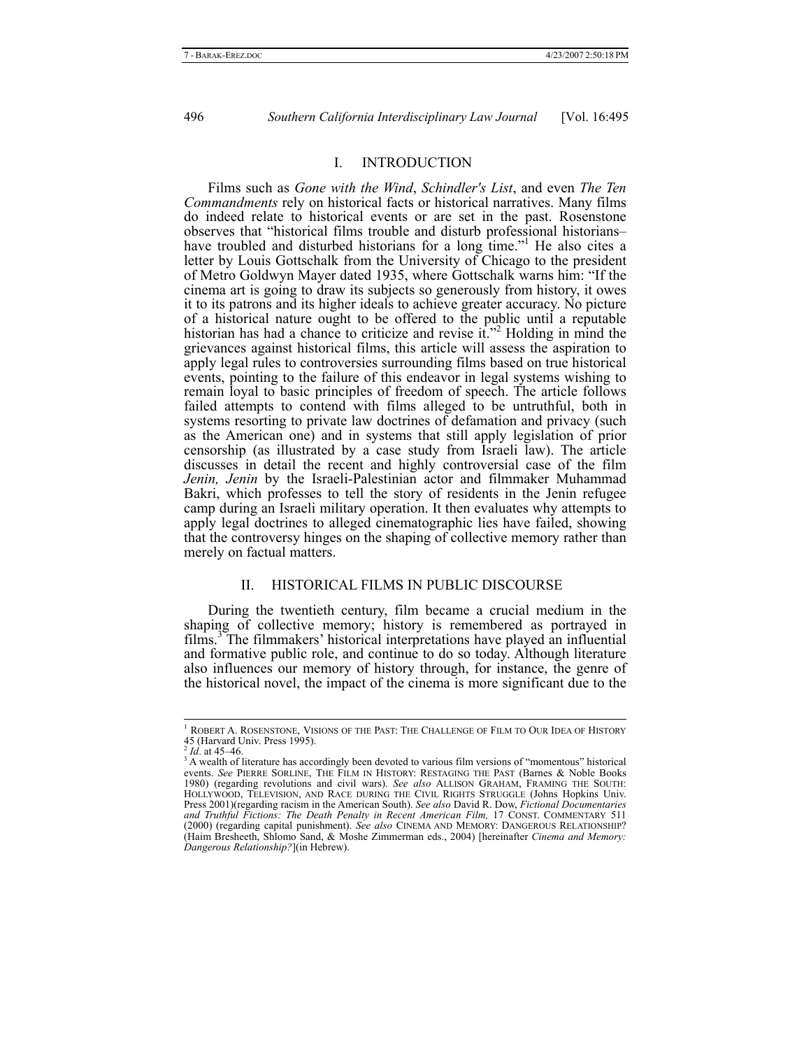## I. INTRODUCTION

Films such as *Gone with the Wind*, *Schindler's List*, and even *The Ten Commandments* rely on historical facts or historical narratives. Many films do indeed relate to historical events or are set in the past. Rosenstone observes that "historical films trouble and disturb professional historians–have troubled and disturbed historians for a long time."[1] He also cites a letter by Louis Gottschalk from the University of Chicago to the president of Metro Goldwyn Mayer dated 1935, where Gottschalk warns him: "If the cinema art is going to draw its subjects so generously from history, it owes it to its patrons and its higher ideals to achieve greater accuracy. No picture of a historical nature ought to be offered to the public until a reputable historian has had a chance to criticize and revise it."[2] Holding in mind the grievances against historical films, this article will assess the aspiration to apply legal rules to controversies surrounding films based on true historical events, pointing to the failure of this endeavor in legal systems wishing to remain loyal to basic principles of freedom of speech. The article follows failed attempts to contend with films alleged to be untruthful, both in systems resorting to private law doctrines of defamation and privacy (such as the American one) and in systems that still apply legislation of prior censorship (as illustrated by a case study from Israeli law). The article discusses in detail the recent and highly controversial case of the film *Jenin, Jenin* by the Israeli-Palestinian actor and filmmaker Muhammad Bakri, which professes to tell the story of residents in the Jenin refugee camp during an Israeli military operation. It then evaluates why attempts to apply legal doctrines to alleged cinematographic lies have failed, showing that the controversy hinges on the shaping of collective memory rather than merely on factual matters.

## II. HISTORICAL FILMS IN PUBLIC DISCOURSE

During the twentieth century, film became a crucial medium in the shaping of collective memory; history is remembered as portrayed in films.[3] The filmmakers' historical interpretations have played an influential and formative public role, and continue to do so today. Although literature also influences our memory of history through, for instance, the genre of the historical novel, the impact of the cinema is more significant due to the

---

[1] ROBERT A. ROSENSTONE, VISIONS OF THE PAST: THE CHALLENGE OF FILM TO OUR IDEA OF HISTORY 45 (Harvard Univ. Press 1995).

[2] *Id*. at 45–46.

[3] A wealth of literature has accordingly been devoted to various film versions of "momentous" historical events. *See* PIERRE SORLINE, THE FILM IN HISTORY: RESTAGING THE PAST (Barnes & Noble Books 1980) (regarding revolutions and civil wars). *See also* ALLISON GRAHAM, FRAMING THE SOUTH: HOLLYWOOD, TELEVISION, AND RACE DURING THE CIVIL RIGHTS STRUGGLE (Johns Hopkins Univ. Press 2001)(regarding racism in the American South). *See also* David R. Dow, *Fictional Documentaries and Truthful Fictions: The Death Penalty in Recent American Film,* 17 CONST. COMMENTARY 511 (2000) (regarding capital punishment). *See also* CINEMA AND MEMORY: DANGEROUS RELATIONSHIP? (Haim Bresheeth, Shlomo Sand, & Moshe Zimmerman eds., 2004) [hereinafter *Cinema and Memory: Dangerous Relationship?*](in Hebrew).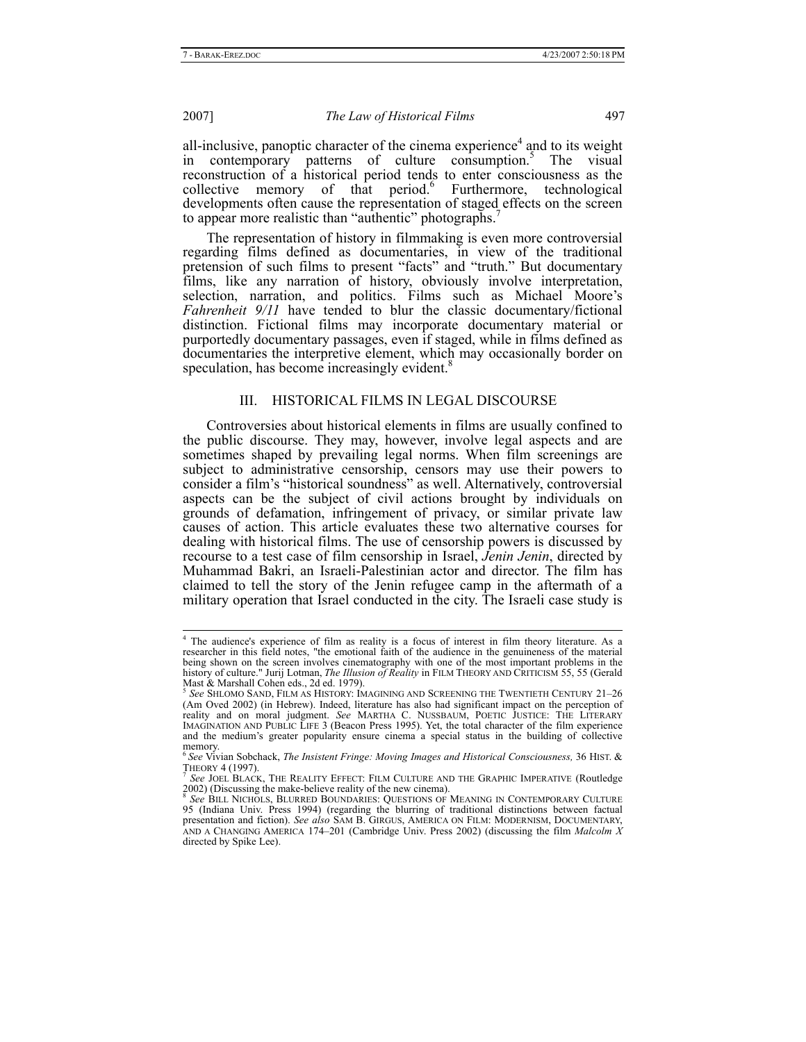all-inclusive, panoptic character of the cinema experience[4] and to its weight in contemporary patterns of culture consumption.[5] The visual reconstruction of a historical period tends to enter consciousness as the collective memory of that period.[6] Furthermore, technological developments often cause the representation of staged effects on the screen to appear more realistic than "authentic" photographs.[7]

The representation of history in filmmaking is even more controversial regarding films defined as documentaries, in view of the traditional pretension of such films to present "facts" and "truth." But documentary films, like any narration of history, obviously involve interpretation, selection, narration, and politics. Films such as Michael Moore's *Fahrenheit 9/11* have tended to blur the classic documentary/fictional distinction. Fictional films may incorporate documentary material or purportedly documentary passages, even if staged, while in films defined as documentaries the interpretive element, which may occasionally border on speculation, has become increasingly evident.[8]

## III. HISTORICAL FILMS IN LEGAL DISCOURSE

Controversies about historical elements in films are usually confined to the public discourse. They may, however, involve legal aspects and are sometimes shaped by prevailing legal norms. When film screenings are subject to administrative censorship, censors may use their powers to consider a film's "historical soundness" as well. Alternatively, controversial aspects can be the subject of civil actions brought by individuals on grounds of defamation, infringement of privacy, or similar private law causes of action. This article evaluates these two alternative courses for dealing with historical films. The use of censorship powers is discussed by recourse to a test case of film censorship in Israel, *Jenin Jenin*, directed by Muhammad Bakri, an Israeli-Palestinian actor and director. The film has claimed to tell the story of the Jenin refugee camp in the aftermath of a military operation that Israel conducted in the city. The Israeli case study is

---

[4] The audience's experience of film as reality is a focus of interest in film theory literature. As a researcher in this field notes, "the emotional faith of the audience in the genuineness of the material being shown on the screen involves cinematography with one of the most important problems in the history of culture." Jurij Lotman, *The Illusion of Reality* in FILM THEORY AND CRITICISM 55, 55 (Gerald Mast & Marshall Cohen eds., 2d ed. 1979).

[5] *See* SHLOMO SAND, FILM AS HISTORY: IMAGINING AND SCREENING THE TWENTIETH CENTURY 21–26 (Am Oved 2002) (in Hebrew). Indeed, literature has also had significant impact on the perception of reality and on moral judgment. *See* MARTHA C. NUSSBAUM, POETIC JUSTICE: THE LITERARY IMAGINATION AND PUBLIC LIFE 3 (Beacon Press 1995). Yet, the total character of the film experience and the medium's greater popularity ensure cinema a special status in the building of collective memory.

[6] *See* Vivian Sobchack, *The Insistent Fringe: Moving Images and Historical Consciousness,* 36 HIST. & THEORY 4 (1997).

[7] *See* JOEL BLACK, THE REALITY EFFECT: FILM CULTURE AND THE GRAPHIC IMPERATIVE (Routledge 2002) (Discussing the make-believe reality of the new cinema).

[8] *See* BILL NICHOLS, BLURRED BOUNDARIES: QUESTIONS OF MEANING IN CONTEMPORARY CULTURE 95 (Indiana Univ. Press 1994) (regarding the blurring of traditional distinctions between factual presentation and fiction). *See also* SAM B. GIRGUS, AMERICA ON FILM: MODERNISM, DOCUMENTARY, AND A CHANGING AMERICA 174–201 (Cambridge Univ. Press 2002) (discussing the film *Malcolm X* directed by Spike Lee).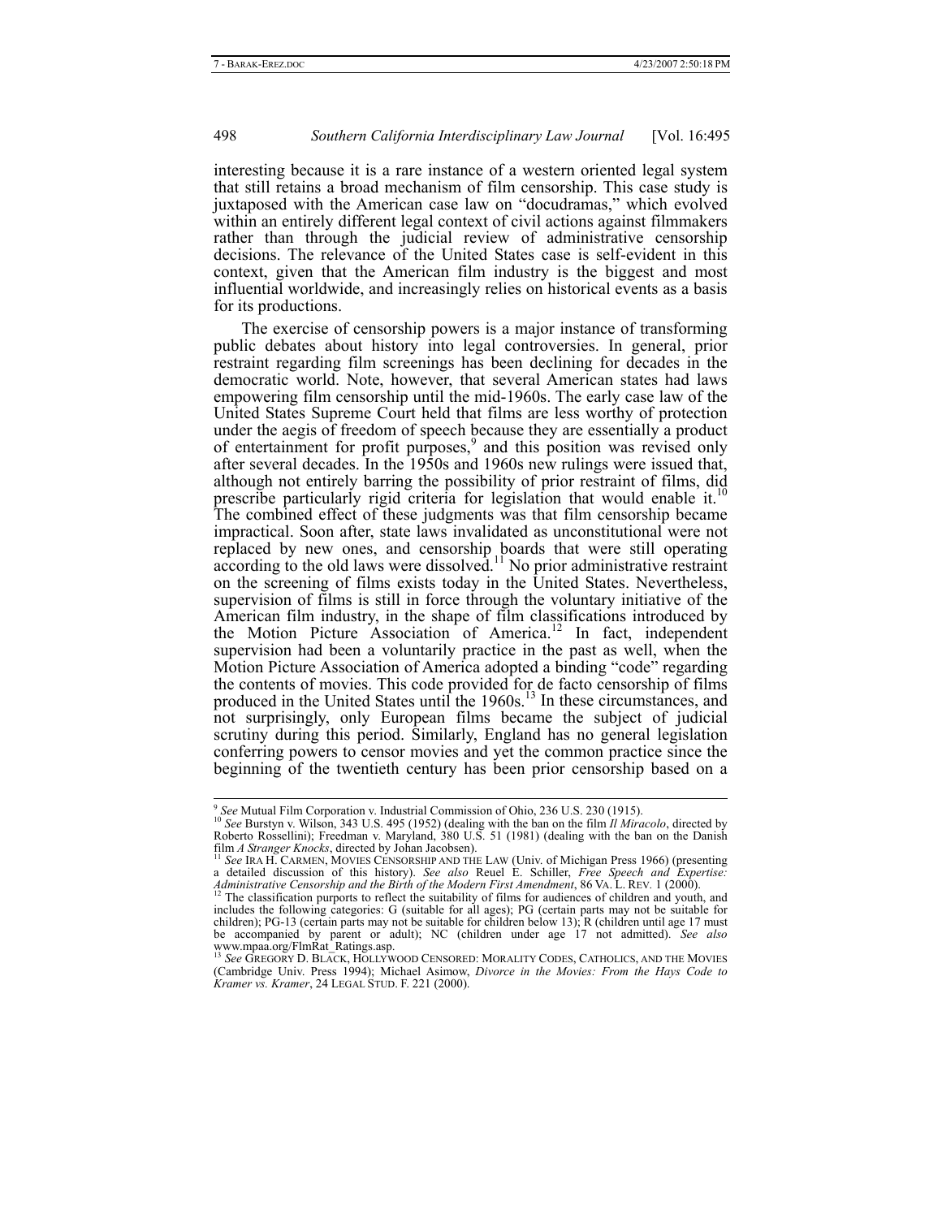interesting because it is a rare instance of a western oriented legal system that still retains a broad mechanism of film censorship. This case study is juxtaposed with the American case law on "docudramas," which evolved within an entirely different legal context of civil actions against filmmakers rather than through the judicial review of administrative censorship decisions. The relevance of the United States case is self-evident in this context, given that the American film industry is the biggest and most influential worldwide, and increasingly relies on historical events as a basis for its productions.

The exercise of censorship powers is a major instance of transforming public debates about history into legal controversies. In general, prior restraint regarding film screenings has been declining for decades in the democratic world. Note, however, that several American states had laws empowering film censorship until the mid-1960s. The early case law of the United States Supreme Court held that films are less worthy of protection under the aegis of freedom of speech because they are essentially a product of entertainment for profit purposes,[9] and this position was revised only after several decades. In the 1950s and 1960s new rulings were issued that, although not entirely barring the possibility of prior restraint of films, did prescribe particularly rigid criteria for legislation that would enable it.[10] The combined effect of these judgments was that film censorship became impractical. Soon after, state laws invalidated as unconstitutional were not replaced by new ones, and censorship boards that were still operating according to the old laws were dissolved.[11] No prior administrative restraint on the screening of films exists today in the United States. Nevertheless, supervision of films is still in force through the voluntary initiative of the American film industry, in the shape of film classifications introduced by the Motion Picture Association of America.[12] In fact, independent supervision had been a voluntarily practice in the past as well, when the Motion Picture Association of America adopted a binding "code" regarding the contents of movies. This code provided for de facto censorship of films produced in the United States until the 1960s.[13] In these circumstances, and not surprisingly, only European films became the subject of judicial scrutiny during this period. Similarly, England has no general legislation conferring powers to censor movies and yet the common practice since the beginning of the twentieth century has been prior censorship based on a

---

[9] *See* Mutual Film Corporation v. Industrial Commission of Ohio, 236 U.S. 230 (1915).

[10] *See* Burstyn v. Wilson, 343 U.S. 495 (1952) (dealing with the ban on the film *Il Miracolo*, directed by Roberto Rossellini); Freedman v. Maryland, 380 U.S. 51 (1981) (dealing with the ban on the Danish film *A Stranger Knocks*, directed by Johan Jacobsen).

[11] *See* IRA H. CARMEN, MOVIES CENSORSHIP AND THE LAW (Univ. of Michigan Press 1966) (presenting a detailed discussion of this history). *See also* Reuel E. Schiller, *Free Speech and Expertise: Administrative Censorship and the Birth of the Modern First Amendment*, 86 VA. L. REV. 1 (2000).

[12] The classification purports to reflect the suitability of films for audiences of children and youth, and includes the following categories: G (suitable for all ages); PG (certain parts may not be suitable for children); PG-13 (certain parts may not be suitable for children below 13); R (children until age 17 must be accompanied by parent or adult); NC (children under age 17 not admitted). *See also* www.mpaa.org/FlmRat_Ratings.asp.

[13] *See* GREGORY D. BLACK, HOLLYWOOD CENSORED: MORALITY CODES, CATHOLICS, AND THE MOVIES (Cambridge Univ. Press 1994); Michael Asimow, *Divorce in the Movies: From the Hays Code to Kramer vs. Kramer*, 24 LEGAL STUD. F. 221 (2000).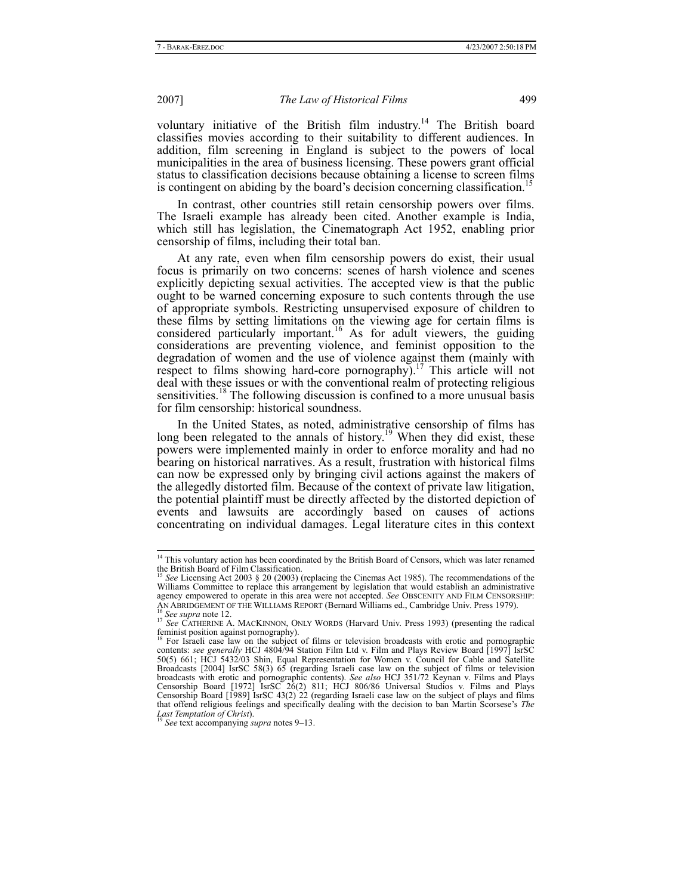voluntary initiative of the British film industry.[14] The British board classifies movies according to their suitability to different audiences. In addition, film screening in England is subject to the powers of local municipalities in the area of business licensing. These powers grant official status to classification decisions because obtaining a license to screen films is contingent on abiding by the board's decision concerning classification.[15]

In contrast, other countries still retain censorship powers over films. The Israeli example has already been cited. Another example is India, which still has legislation, the Cinematograph Act 1952, enabling prior censorship of films, including their total ban.

At any rate, even when film censorship powers do exist, their usual focus is primarily on two concerns: scenes of harsh violence and scenes explicitly depicting sexual activities. The accepted view is that the public ought to be warned concerning exposure to such contents through the use of appropriate symbols. Restricting unsupervised exposure of children to these films by setting limitations on the viewing age for certain films is considered particularly important.[16] As for adult viewers, the guiding considerations are preventing violence, and feminist opposition to the degradation of women and the use of violence against them (mainly with respect to films showing hard-core pornography).[17] This article will not deal with these issues or with the conventional realm of protecting religious sensitivities.[18] The following discussion is confined to a more unusual basis for film censorship: historical soundness.

In the United States, as noted, administrative censorship of films has long been relegated to the annals of history.[19] When they did exist, these powers were implemented mainly in order to enforce morality and had no bearing on historical narratives. As a result, frustration with historical films can now be expressed only by bringing civil actions against the makers of the allegedly distorted film. Because of the context of private law litigation, the potential plaintiff must be directly affected by the distorted depiction of events and lawsuits are accordingly based on causes of actions concentrating on individual damages. Legal literature cites in this context

---

[14] This voluntary action has been coordinated by the British Board of Censors, which was later renamed the British Board of Film Classification.

[15] *See* Licensing Act 2003 § 20 (2003) (replacing the Cinemas Act 1985). The recommendations of the Williams Committee to replace this arrangement by legislation that would establish an administrative agency empowered to operate in this area were not accepted. *See* OBSCENITY AND FILM CENSORSHIP: AN ABRIDGEMENT OF THE WILLIAMS REPORT (Bernard Williams ed., Cambridge Univ. Press 1979).

[16] *See supra* note 12.

[17] *See* CATHERINE A. MACKINNON, ONLY WORDS (Harvard Univ. Press 1993) (presenting the radical feminist position against pornography).

[18] For Israeli case law on the subject of films or television broadcasts with erotic and pornographic contents: *see generally* HCJ 4804/94 Station Film Ltd v. Film and Plays Review Board [1997] IsrSC 50(5) 661; HCJ 5432/03 Shin, Equal Representation for Women v. Council for Cable and Satellite Broadcasts [2004] IsrSC 58(3) 65 (regarding Israeli case law on the subject of films or television broadcasts with erotic and pornographic contents). *See also* HCJ 351/72 Keynan v. Films and Plays Censorship Board [1972] IsrSC 26(2) 811; HCJ 806/86 Universal Studios v. Films and Plays Censorship Board [1989] IsrSC 43(2) 22 (regarding Israeli case law on the subject of plays and films that offend religious feelings and specifically dealing with the decision to ban Martin Scorsese's *The Last Temptation of Christ*).

[19] *See* text accompanying *supra* notes 9–13.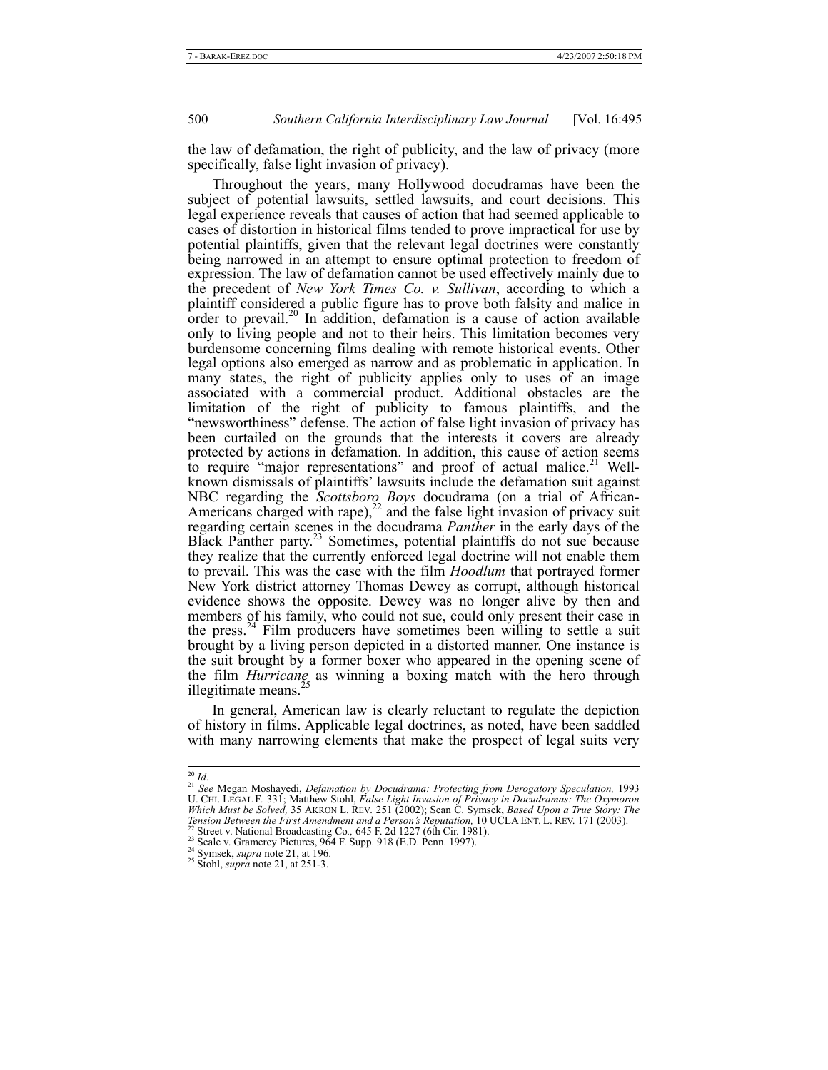the law of defamation, the right of publicity, and the law of privacy (more specifically, false light invasion of privacy).

Throughout the years, many Hollywood docudramas have been the subject of potential lawsuits, settled lawsuits, and court decisions. This legal experience reveals that causes of action that had seemed applicable to cases of distortion in historical films tended to prove impractical for use by potential plaintiffs, given that the relevant legal doctrines were constantly being narrowed in an attempt to ensure optimal protection to freedom of expression. The law of defamation cannot be used effectively mainly due to the precedent of *New York Times Co. v. Sullivan*, according to which a plaintiff considered a public figure has to prove both falsity and malice in order to prevail.[20] In addition, defamation is a cause of action available only to living people and not to their heirs. This limitation becomes very burdensome concerning films dealing with remote historical events. Other legal options also emerged as narrow and as problematic in application. In many states, the right of publicity applies only to uses of an image associated with a commercial product. Additional obstacles are the limitation of the right of publicity to famous plaintiffs, and the "newsworthiness" defense. The action of false light invasion of privacy has been curtailed on the grounds that the interests it covers are already protected by actions in defamation. In addition, this cause of action seems to require "major representations" and proof of actual malice.[21] Well-known dismissals of plaintiffs' lawsuits include the defamation suit against NBC regarding the *Scottsboro Boys* docudrama (on a trial of African-Americans charged with rape),[22] and the false light invasion of privacy suit regarding certain scenes in the docudrama *Panther* in the early days of the Black Panther party.[23] Sometimes, potential plaintiffs do not sue because they realize that the currently enforced legal doctrine will not enable them to prevail. This was the case with the film *Hoodlum* that portrayed former New York district attorney Thomas Dewey as corrupt, although historical evidence shows the opposite. Dewey was no longer alive by then and members of his family, who could not sue, could only present their case in the press.[24] Film producers have sometimes been willing to settle a suit brought by a living person depicted in a distorted manner. One instance is the suit brought by a former boxer who appeared in the opening scene of the film *Hurricane* as winning a boxing match with the hero through illegitimate means.[25]

In general, American law is clearly reluctant to regulate the depiction of history in films. Applicable legal doctrines, as noted, have been saddled with many narrowing elements that make the prospect of legal suits very

---

[20] *Id*.

[21] *See* Megan Moshayedi, *Defamation by Docudrama: Protecting from Derogatory Speculation,* 1993 U. CHI. LEGAL F. 331; Matthew Stohl, *False Light Invasion of Privacy in Docudramas: The Oxymoron Which Must be Solved,* 35 AKRON L. REV. 251 (2002); Sean C. Symsek, *Based Upon a True Story: The Tension Between the First Amendment and a Person's Reputation,* 10 UCLA ENT. L. REV. 171 (2003).

[22] Street v. National Broadcasting Co., 645 F. 2d 1227 (6th Cir. 1981).

[23] Seale v. Gramercy Pictures, 964 F. Supp. 918 (E.D. Penn. 1997).

[24] Symsek, *supra* note 21, at 196.

[25] Stohl, *supra* note 21, at 251-3.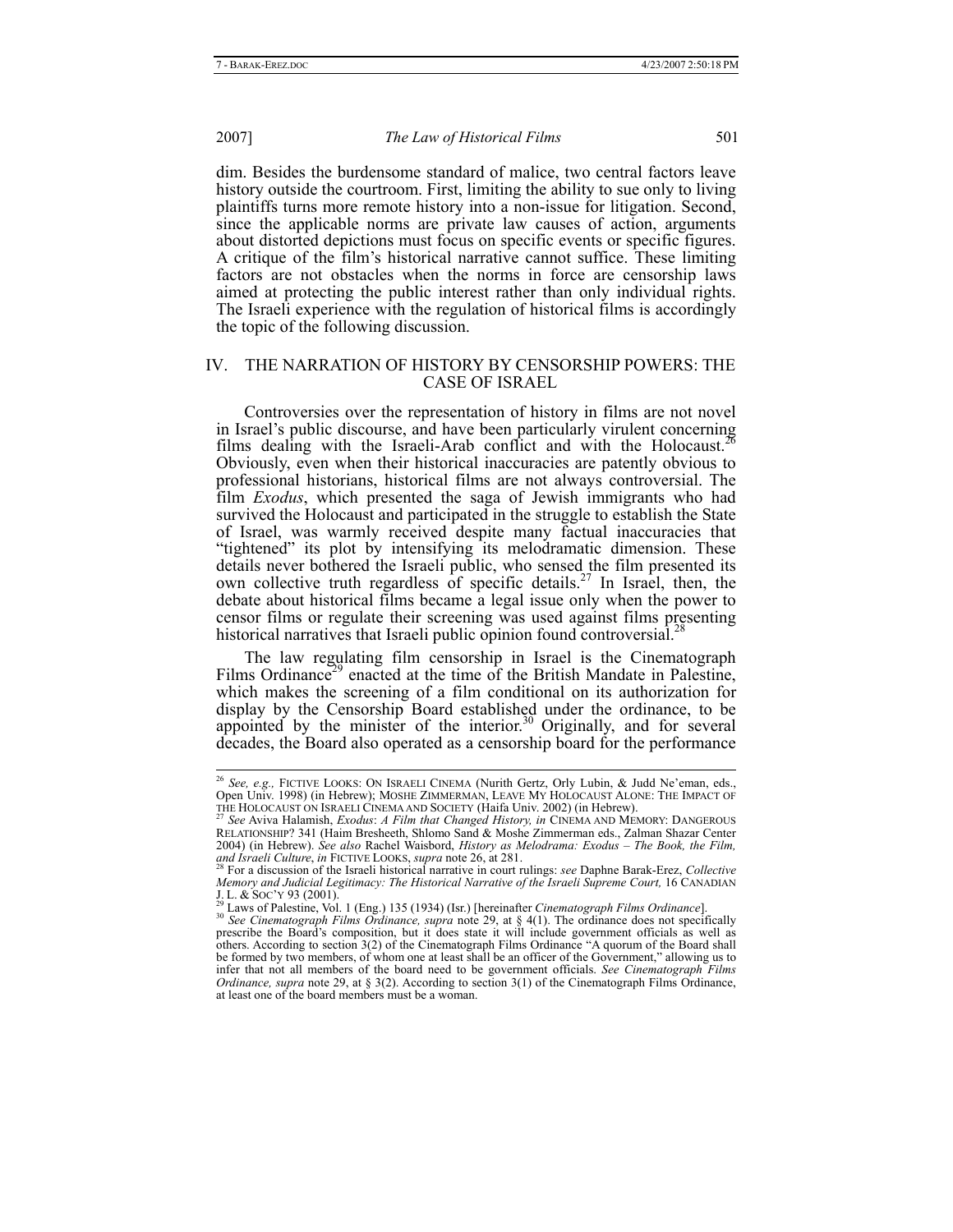dim. Besides the burdensome standard of malice, two central factors leave history outside the courtroom. First, limiting the ability to sue only to living plaintiffs turns more remote history into a non-issue for litigation. Second, since the applicable norms are private law causes of action, arguments about distorted depictions must focus on specific events or specific figures. A critique of the film's historical narrative cannot suffice. These limiting factors are not obstacles when the norms in force are censorship laws aimed at protecting the public interest rather than only individual rights. The Israeli experience with the regulation of historical films is accordingly the topic of the following discussion.

## IV. THE NARRATION OF HISTORY BY CENSORSHIP POWERS: THE CASE OF ISRAEL

Controversies over the representation of history in films are not novel in Israel's public discourse, and have been particularly virulent concerning films dealing with the Israeli-Arab conflict and with the Holocaust.[26] Obviously, even when their historical inaccuracies are patently obvious to professional historians, historical films are not always controversial. The film *Exodus*, which presented the saga of Jewish immigrants who had survived the Holocaust and participated in the struggle to establish the State of Israel, was warmly received despite many factual inaccuracies that "tightened" its plot by intensifying its melodramatic dimension. These details never bothered the Israeli public, who sensed the film presented its own collective truth regardless of specific details.[27] In Israel, then, the debate about historical films became a legal issue only when the power to censor films or regulate their screening was used against films presenting historical narratives that Israeli public opinion found controversial.[28]

The law regulating film censorship in Israel is the Cinematograph Films Ordinance[29] enacted at the time of the British Mandate in Palestine, which makes the screening of a film conditional on its authorization for display by the Censorship Board established under the ordinance, to be appointed by the minister of the interior.[30] Originally, and for several decades, the Board also operated as a censorship board for the performance

---

[26] *See, e.g.,* FICTIVE LOOKS: ON ISRAELI CINEMA (Nurith Gertz, Orly Lubin, & Judd Ne'eman, eds., Open Univ. 1998) (in Hebrew); MOSHE ZIMMERMAN, LEAVE MY HOLOCAUST ALONE: THE IMPACT OF THE HOLOCAUST ON ISRAELI CINEMA AND SOCIETY (Haifa Univ. 2002) (in Hebrew).

[27] *See* Aviva Halamish, *Exodus*: *A Film that Changed History, in* CINEMA AND MEMORY: DANGEROUS RELATIONSHIP? 341 (Haim Bresheeth, Shlomo Sand & Moshe Zimmerman eds., Zalman Shazar Center 2004) (in Hebrew). *See also* Rachel Waisbord, *History as Melodrama: Exodus – The Book, the Film, and Israeli Culture*, *in* FICTIVE LOOKS, *supra* note 26, at 281.

[28] For a discussion of the Israeli historical narrative in court rulings: *see* Daphne Barak-Erez, *Collective Memory and Judicial Legitimacy: The Historical Narrative of the Israeli Supreme Court,* 16 CANADIAN J. L. & SOC'Y 93 (2001).

[29] Laws of Palestine, Vol. 1 (Eng.) 135 (1934) (Isr.) [hereinafter *Cinematograph Films Ordinance*].

[30] *See Cinematograph Films Ordinance, supra* note 29, at § 4(1). The ordinance does not specifically prescribe the Board's composition, but it does state it will include government officials as well as others. According to section 3(2) of the Cinematograph Films Ordinance "A quorum of the Board shall be formed by two members, of whom one at least shall be an officer of the Government," allowing us to infer that not all members of the board need to be government officials. *See Cinematograph Films Ordinance, supra* note 29, at § 3(2). According to section 3(1) of the Cinematograph Films Ordinance, at least one of the board members must be a woman.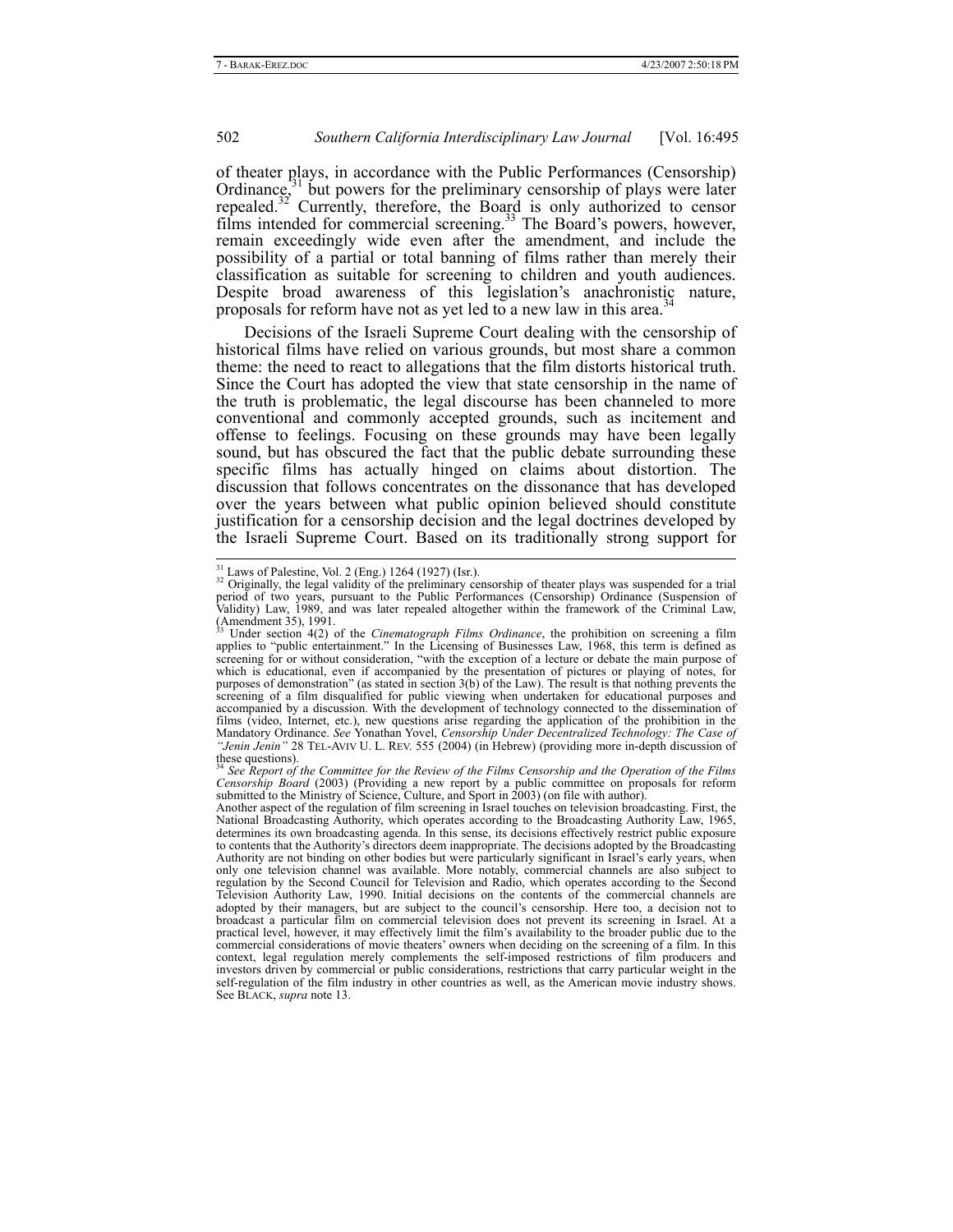of theater plays, in accordance with the Public Performances (Censorship) Ordinance,[31] but powers for the preliminary censorship of plays were later repealed.[32] Currently, therefore, the Board is only authorized to censor films intended for commercial screening.[33] The Board's powers, however, remain exceedingly wide even after the amendment, and include the possibility of a partial or total banning of films rather than merely their classification as suitable for screening to children and youth audiences. Despite broad awareness of this legislation's anachronistic nature, proposals for reform have not as yet led to a new law in this area.[34]

Decisions of the Israeli Supreme Court dealing with the censorship of historical films have relied on various grounds, but most share a common theme: the need to react to allegations that the film distorts historical truth. Since the Court has adopted the view that state censorship in the name of the truth is problematic, the legal discourse has been channeled to more conventional and commonly accepted grounds, such as incitement and offense to feelings. Focusing on these grounds may have been legally sound, but has obscured the fact that the public debate surrounding these specific films has actually hinged on claims about distortion. The discussion that follows concentrates on the dissonance that has developed over the years between what public opinion believed should constitute justification for a censorship decision and the legal doctrines developed by the Israeli Supreme Court. Based on its traditionally strong support for

---

[31] Laws of Palestine, Vol. 2 (Eng.) 1264 (1927) (Isr.).

[32] Originally, the legal validity of the preliminary censorship of theater plays was suspended for a trial period of two years, pursuant to the Public Performances (Censorship) Ordinance (Suspension of Validity) Law, 1989, and was later repealed altogether within the framework of the Criminal Law, (Amendment 35), 1991.

[33] Under section 4(2) of the *Cinematograph Films Ordinance*, the prohibition on screening a film applies to "public entertainment." In the Licensing of Businesses Law, 1968, this term is defined as screening for or without consideration, "with the exception of a lecture or debate the main purpose of which is educational, even if accompanied by the presentation of pictures or playing of notes, for purposes of demonstration" (as stated in section 3(b) of the Law). The result is that nothing prevents the screening of a film disqualified for public viewing when undertaken for educational purposes and accompanied by a discussion. With the development of technology connected to the dissemination of films (video, Internet, etc.), new questions arise regarding the application of the prohibition in the Mandatory Ordinance. *See* Yonathan Yovel, *Censorship Under Decentralized Technology: The Case of "Jenin Jenin"* 28 TEL-AVIV U. L. REV. 555 (2004) (in Hebrew) (providing more in-depth discussion of these questions).

[34] *See Report of the Committee for the Review of the Films Censorship and the Operation of the Films Censorship Board* (2003) (Providing a new report by a public committee on proposals for reform submitted to the Ministry of Science, Culture, and Sport in 2003) (on file with author).

Another aspect of the regulation of film screening in Israel touches on television broadcasting. First, the National Broadcasting Authority, which operates according to the Broadcasting Authority Law, 1965, determines its own broadcasting agenda. In this sense, its decisions effectively restrict public exposure to contents that the Authority's directors deem inappropriate. The decisions adopted by the Broadcasting Authority are not binding on other bodies but were particularly significant in Israel's early years, when only one television channel was available. More notably, commercial channels are also subject to regulation by the Second Council for Television and Radio, which operates according to the Second Television Authority Law, 1990. Initial decisions on the contents of the commercial channels are adopted by their managers, but are subject to the council's censorship. Here too, a decision not to broadcast a particular film on commercial television does not prevent its screening in Israel. At a practical level, however, it may effectively limit the film's availability to the broader public due to the commercial considerations of movie theaters' owners when deciding on the screening of a film. In this context, legal regulation merely complements the self-imposed restrictions of film producers and investors driven by commercial or public considerations, restrictions that carry particular weight in the self-regulation of the film industry in other countries as well, as the American movie industry shows. See BLACK, *supra* note 13.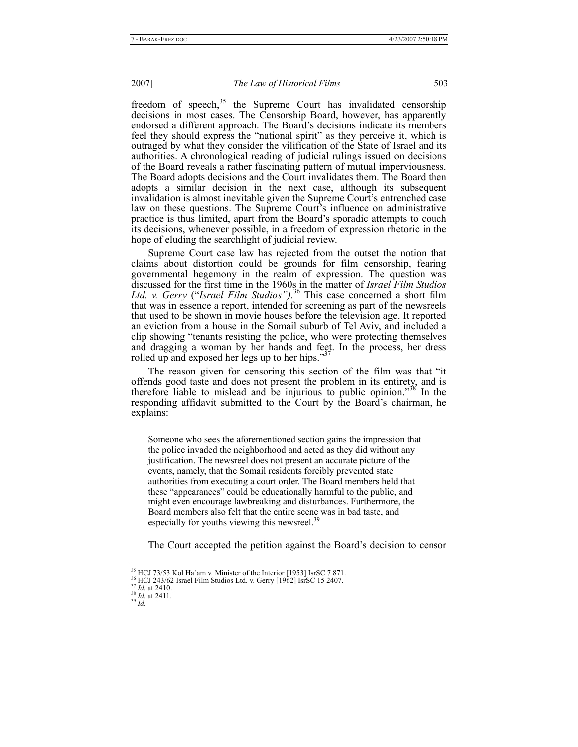freedom of speech,[35] the Supreme Court has invalidated censorship decisions in most cases. The Censorship Board, however, has apparently endorsed a different approach. The Board's decisions indicate its members feel they should express the "national spirit" as they perceive it, which is outraged by what they consider the vilification of the State of Israel and its authorities. A chronological reading of judicial rulings issued on decisions of the Board reveals a rather fascinating pattern of mutual imperviousness. The Board adopts decisions and the Court invalidates them. The Board then adopts a similar decision in the next case, although its subsequent invalidation is almost inevitable given the Supreme Court's entrenched case law on these questions. The Supreme Court's influence on administrative practice is thus limited, apart from the Board's sporadic attempts to couch its decisions, whenever possible, in a freedom of expression rhetoric in the hope of eluding the searchlight of judicial review.

Supreme Court case law has rejected from the outset the notion that claims about distortion could be grounds for film censorship, fearing governmental hegemony in the realm of expression. The question was discussed for the first time in the 1960s in the matter of *Israel Film Studios Ltd. v. Gerry* ("*Israel Film Studios").*[36] This case concerned a short film that was in essence a report, intended for screening as part of the newsreels that used to be shown in movie houses before the television age. It reported an eviction from a house in the Somail suburb of Tel Aviv, and included a clip showing "tenants resisting the police, who were protecting themselves and dragging a woman by her hands and feet. In the process, her dress rolled up and exposed her legs up to her hips."[37]

The reason given for censoring this section of the film was that "it offends good taste and does not present the problem in its entirety, and is therefore liable to mislead and be injurious to public opinion."[38] In the responding affidavit submitted to the Court by the Board's chairman, he explains:

> Someone who sees the aforementioned section gains the impression that the police invaded the neighborhood and acted as they did without any justification. The newsreel does not present an accurate picture of the events, namely, that the Somail residents forcibly prevented state authorities from executing a court order. The Board members held that these "appearances" could be educationally harmful to the public, and might even encourage lawbreaking and disturbances. Furthermore, the Board members also felt that the entire scene was in bad taste, and especially for youths viewing this newsreel.[39]

The Court accepted the petition against the Board's decision to censor

---

[35] HCJ 73/53 Kol Ha`am v. Minister of the Interior [1953] IsrSC 7 871.
[36] HCJ 243/62 Israel Film Studios Ltd. v. Gerry [1962] IsrSC 15 2407.
[37] *Id*. at 2410.
[38] *Id*. at 2411.
[39] *Id*.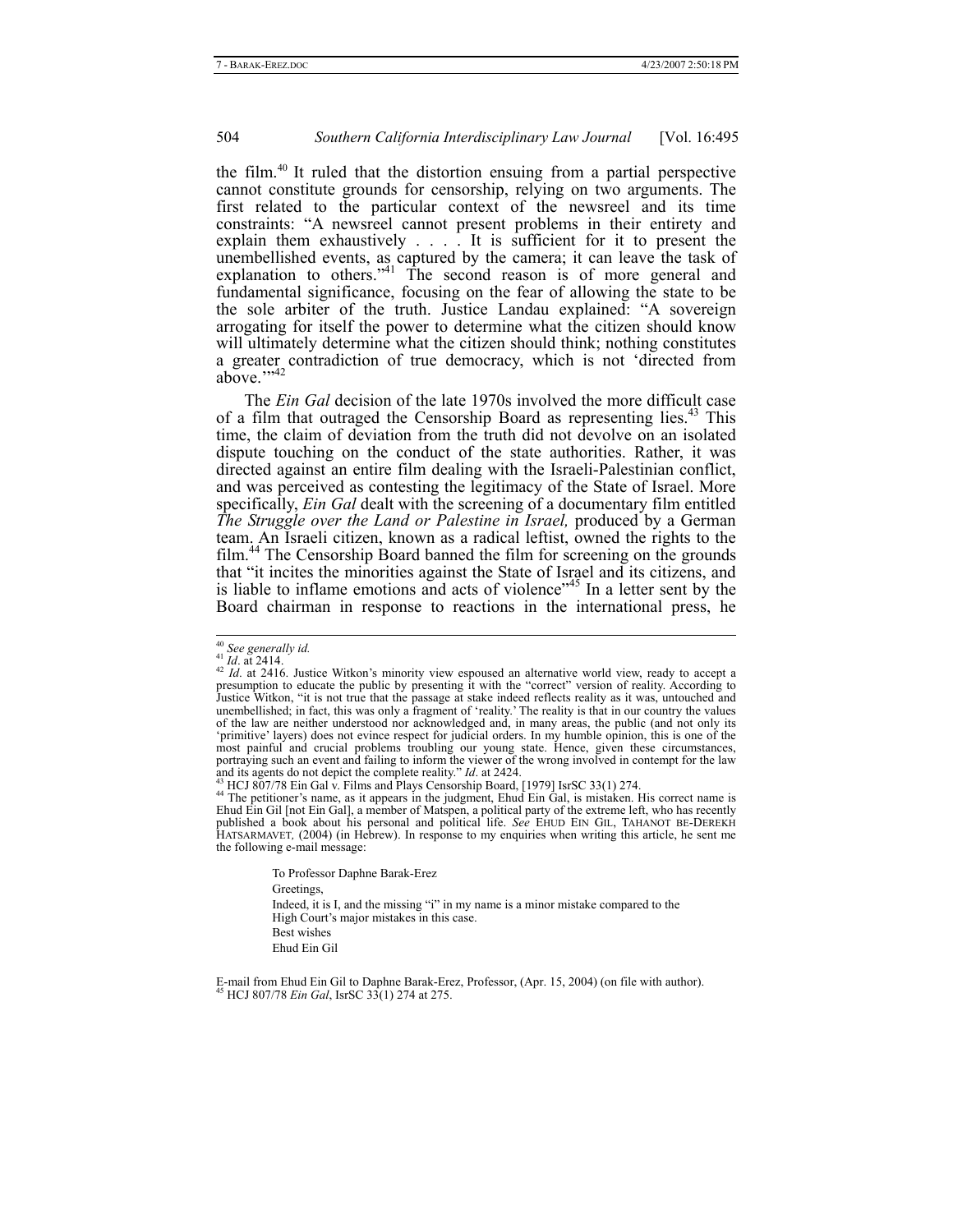the film.[40] It ruled that the distortion ensuing from a partial perspective cannot constitute grounds for censorship, relying on two arguments. The first related to the particular context of the newsreel and its time constraints: "A newsreel cannot present problems in their entirety and explain them exhaustively . . . . It is sufficient for it to present the unembellished events, as captured by the camera; it can leave the task of explanation to others."[41] The second reason is of more general and fundamental significance, focusing on the fear of allowing the state to be the sole arbiter of the truth. Justice Landau explained: "A sovereign arrogating for itself the power to determine what the citizen should know will ultimately determine what the citizen should think; nothing constitutes a greater contradiction of true democracy, which is not 'directed from above.'"[42]

The *Ein Gal* decision of the late 1970s involved the more difficult case of a film that outraged the Censorship Board as representing lies.[43] This time, the claim of deviation from the truth did not devolve on an isolated dispute touching on the conduct of the state authorities. Rather, it was directed against an entire film dealing with the Israeli-Palestinian conflict, and was perceived as contesting the legitimacy of the State of Israel. More specifically, *Ein Gal* dealt with the screening of a documentary film entitled *The Struggle over the Land or Palestine in Israel,* produced by a German team. An Israeli citizen, known as a radical leftist, owned the rights to the film.[44] The Censorship Board banned the film for screening on the grounds that "it incites the minorities against the State of Israel and its citizens, and is liable to inflame emotions and acts of violence"[45] In a letter sent by the Board chairman in response to reactions in the international press, he

---

[40] *See generally id.*

[41] *Id*. at 2414.

[42] *Id*. at 2416. Justice Witkon's minority view espoused an alternative world view, ready to accept a presumption to educate the public by presenting it with the "correct" version of reality. According to Justice Witkon, "it is not true that the passage at stake indeed reflects reality as it was, untouched and unembellished; in fact, this was only a fragment of 'reality.' The reality is that in our country the values of the law are neither understood nor acknowledged and, in many areas, the public (and not only its 'primitive' layers) does not evince respect for judicial orders. In my humble opinion, this is one of the most painful and crucial problems troubling our young state. Hence, given these circumstances, portraying such an event and failing to inform the viewer of the wrong involved in contempt for the law and its agents do not depict the complete reality." *Id*. at 2424.

[43] HCJ 807/78 Ein Gal v. Films and Plays Censorship Board, [1979] IsrSC 33(1) 274.

[44] The petitioner's name, as it appears in the judgment, Ehud Ein Gal, is mistaken. His correct name is Ehud Ein Gil [not Ein Gal], a member of Matspen, a political party of the extreme left, who has recently published a book about his personal and political life. *See* EHUD EIN GIL, TAHANOT BE-DEREKH HATSARMAVET, (2004) (in Hebrew). In response to my enquiries when writing this article, he sent me the following e-mail message:

> To Professor Daphne Barak-Erez
>
> Greetings,
>
> Indeed, it is I, and the missing "i" in my name is a minor mistake compared to the High Court's major mistakes in this case.
>
> Best wishes
>
> Ehud Ein Gil

E-mail from Ehud Ein Gil to Daphne Barak-Erez, Professor, (Apr. 15, 2004) (on file with author).

[45] HCJ 807/78 *Ein Gal*, IsrSC 33(1) 274 at 275.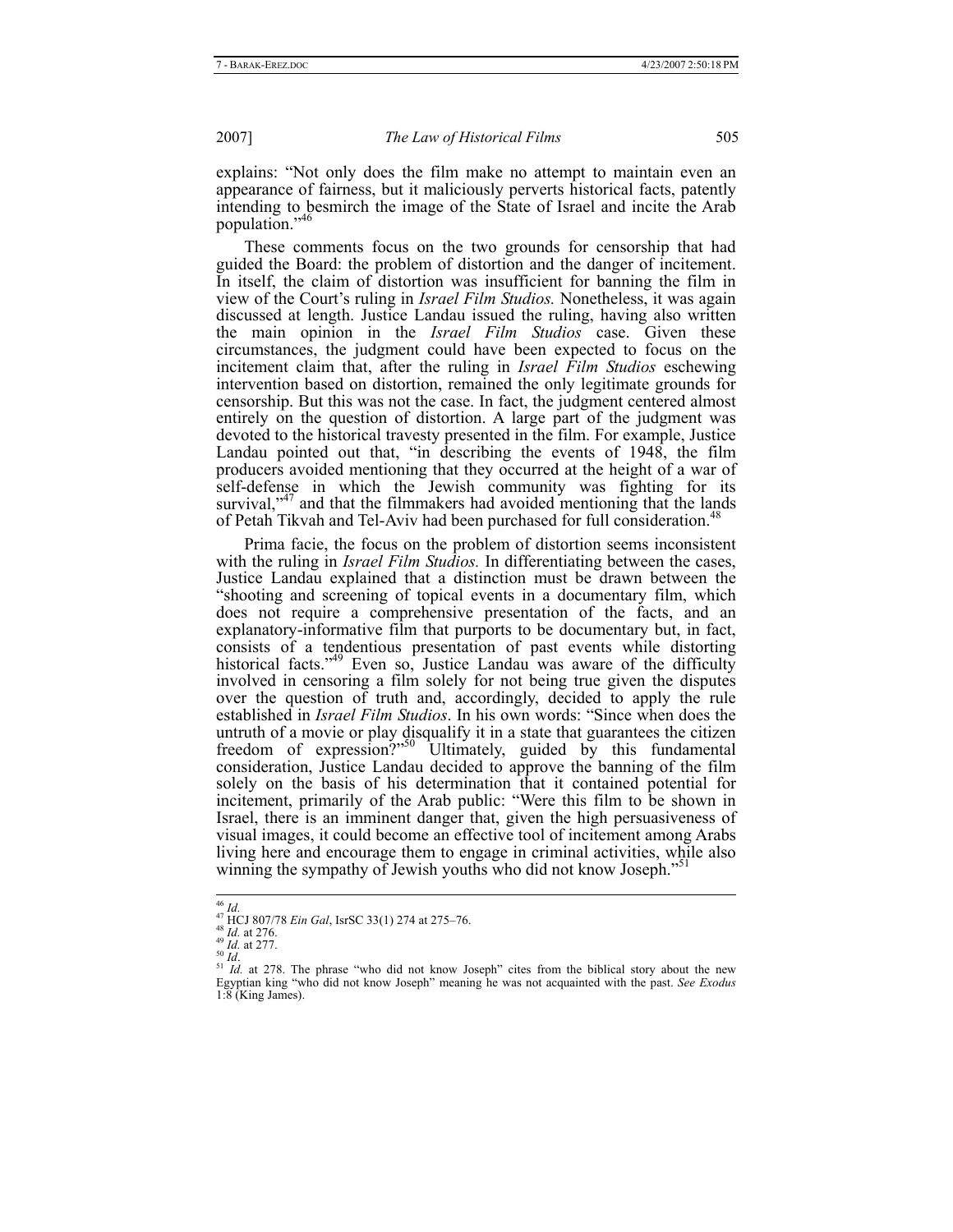explains: "Not only does the film make no attempt to maintain even an appearance of fairness, but it maliciously perverts historical facts, patently intending to besmirch the image of the State of Israel and incite the Arab population."[46]

These comments focus on the two grounds for censorship that had guided the Board: the problem of distortion and the danger of incitement. In itself, the claim of distortion was insufficient for banning the film in view of the Court's ruling in *Israel Film Studios.* Nonetheless, it was again discussed at length. Justice Landau issued the ruling, having also written the main opinion in the *Israel Film Studios* case. Given these circumstances, the judgment could have been expected to focus on the incitement claim that, after the ruling in *Israel Film Studios* eschewing intervention based on distortion, remained the only legitimate grounds for censorship. But this was not the case. In fact, the judgment centered almost entirely on the question of distortion. A large part of the judgment was devoted to the historical travesty presented in the film. For example, Justice Landau pointed out that, "in describing the events of 1948, the film producers avoided mentioning that they occurred at the height of a war of self-defense in which the Jewish community was fighting for its survival,"[47] and that the filmmakers had avoided mentioning that the lands of Petah Tikvah and Tel-Aviv had been purchased for full consideration.[48]

Prima facie, the focus on the problem of distortion seems inconsistent with the ruling in *Israel Film Studios.* In differentiating between the cases, Justice Landau explained that a distinction must be drawn between the "shooting and screening of topical events in a documentary film, which does not require a comprehensive presentation of the facts, and an explanatory-informative film that purports to be documentary but, in fact, consists of a tendentious presentation of past events while distorting historical facts."[49] Even so, Justice Landau was aware of the difficulty involved in censoring a film solely for not being true given the disputes over the question of truth and, accordingly, decided to apply the rule established in *Israel Film Studios*. In his own words: "Since when does the untruth of a movie or play disqualify it in a state that guarantees the citizen freedom of expression?"[50] Ultimately, guided by this fundamental consideration, Justice Landau decided to approve the banning of the film solely on the basis of his determination that it contained potential for incitement, primarily of the Arab public: "Were this film to be shown in Israel, there is an imminent danger that, given the high persuasiveness of visual images, it could become an effective tool of incitement among Arabs living here and encourage them to engage in criminal activities, while also winning the sympathy of Jewish youths who did not know Joseph."[51]

---

[46] *Id.*

[47] HCJ 807/78 *Ein Gal*, IsrSC 33(1) 274 at 275–76.

[48] *Id.* at 276.

[49] *Id.* at 277.

[50] *Id*.

[51] *Id.* at 278. The phrase "who did not know Joseph" cites from the biblical story about the new Egyptian king "who did not know Joseph" meaning he was not acquainted with the past. *See Exodus* 1:8 (King James).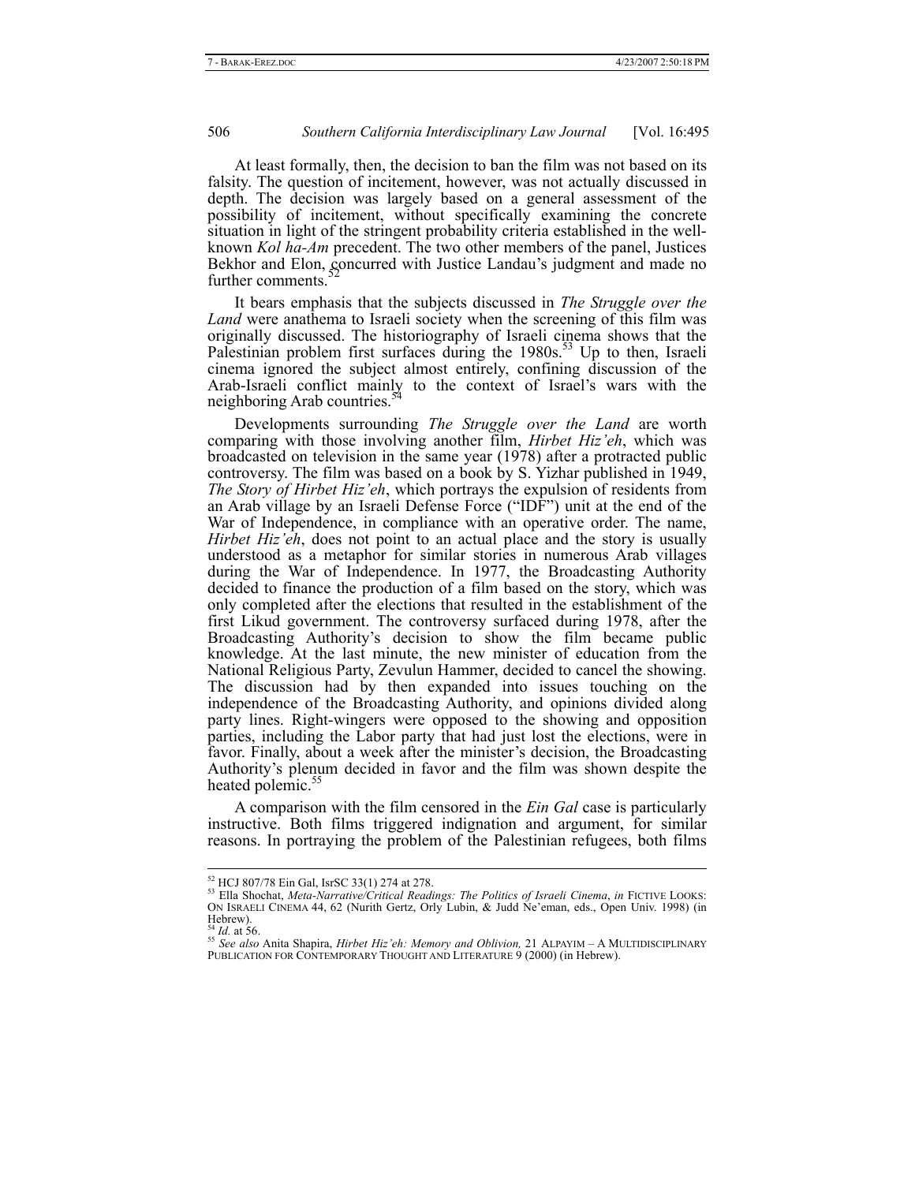At least formally, then, the decision to ban the film was not based on its falsity. The question of incitement, however, was not actually discussed in depth. The decision was largely based on a general assessment of the possibility of incitement, without specifically examining the concrete situation in light of the stringent probability criteria established in the well-known *Kol ha-Am* precedent. The two other members of the panel, Justices Bekhor and Elon, concurred with Justice Landau's judgment and made no further comments.[52]

It bears emphasis that the subjects discussed in *The Struggle over the Land* were anathema to Israeli society when the screening of this film was originally discussed. The historiography of Israeli cinema shows that the Palestinian problem first surfaces during the 1980s.[53] Up to then, Israeli cinema ignored the subject almost entirely, confining discussion of the Arab-Israeli conflict mainly to the context of Israel's wars with the neighboring Arab countries.[54]

Developments surrounding *The Struggle over the Land* are worth comparing with those involving another film, *Hirbet Hiz'eh*, which was broadcasted on television in the same year (1978) after a protracted public controversy. The film was based on a book by S. Yizhar published in 1949, *The Story of Hirbet Hiz'eh*, which portrays the expulsion of residents from an Arab village by an Israeli Defense Force ("IDF") unit at the end of the War of Independence, in compliance with an operative order. The name, *Hirbet Hiz'eh*, does not point to an actual place and the story is usually understood as a metaphor for similar stories in numerous Arab villages during the War of Independence. In 1977, the Broadcasting Authority decided to finance the production of a film based on the story, which was only completed after the elections that resulted in the establishment of the first Likud government. The controversy surfaced during 1978, after the Broadcasting Authority's decision to show the film became public knowledge. At the last minute, the new minister of education from the National Religious Party, Zevulun Hammer, decided to cancel the showing. The discussion had by then expanded into issues touching on the independence of the Broadcasting Authority, and opinions divided along party lines. Right-wingers were opposed to the showing and opposition parties, including the Labor party that had just lost the elections, were in favor. Finally, about a week after the minister's decision, the Broadcasting Authority's plenum decided in favor and the film was shown despite the heated polemic.[55]

A comparison with the film censored in the *Ein Gal* case is particularly instructive. Both films triggered indignation and argument, for similar reasons. In portraying the problem of the Palestinian refugees, both films

---

[52] HCJ 807/78 Ein Gal, IsrSC 33(1) 274 at 278.

[53] Ella Shochat, *Meta-Narrative/Critical Readings: The Politics of Israeli Cinema*, *in* FICTIVE LOOKS: ON ISRAELI CINEMA 44, 62 (Nurith Gertz, Orly Lubin, & Judd Ne'eman, eds., Open Univ. 1998) (in Hebrew).

[54] *Id.* at 56.

[55] *See also* Anita Shapira, *Hirbet Hiz'eh: Memory and Oblivion,* 21 ALPAYIM – A MULTIDISCIPLINARY PUBLICATION FOR CONTEMPORARY THOUGHT AND LITERATURE 9 (2000) (in Hebrew).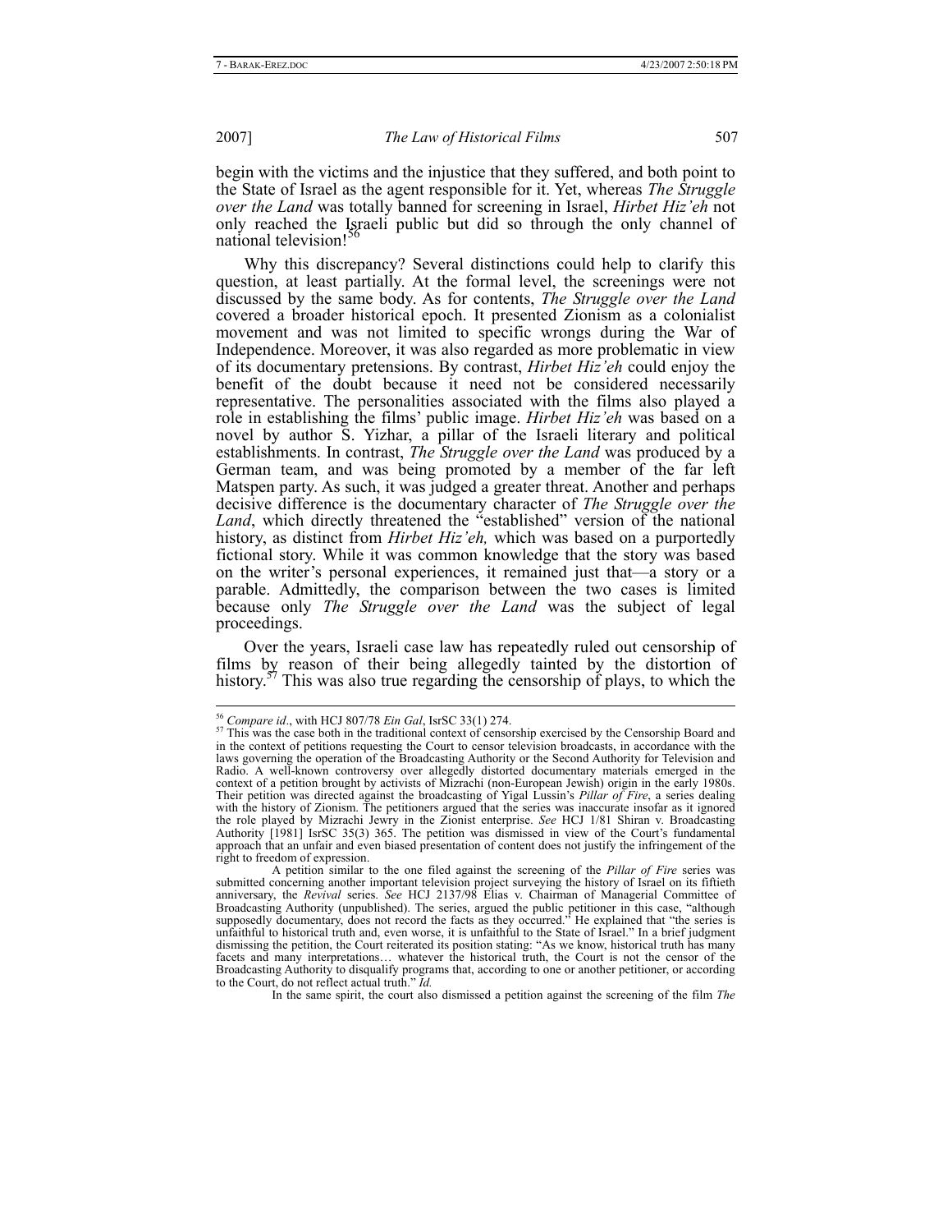begin with the victims and the injustice that they suffered, and both point to the State of Israel as the agent responsible for it. Yet, whereas *The Struggle over the Land* was totally banned for screening in Israel, *Hirbet Hiz'eh* not only reached the Israeli public but did so through the only channel of national television![56]

Why this discrepancy? Several distinctions could help to clarify this question, at least partially. At the formal level, the screenings were not discussed by the same body. As for contents, *The Struggle over the Land* covered a broader historical epoch. It presented Zionism as a colonialist movement and was not limited to specific wrongs during the War of Independence. Moreover, it was also regarded as more problematic in view of its documentary pretensions. By contrast, *Hirbet Hiz'eh* could enjoy the benefit of the doubt because it need not be considered necessarily representative. The personalities associated with the films also played a role in establishing the films' public image. *Hirbet Hiz'eh* was based on a novel by author S. Yizhar, a pillar of the Israeli literary and political establishments. In contrast, *The Struggle over the Land* was produced by a German team, and was being promoted by a member of the far left Matspen party. As such, it was judged a greater threat. Another and perhaps decisive difference is the documentary character of *The Struggle over the Land*, which directly threatened the "established" version of the national history, as distinct from *Hirbet Hiz'eh,* which was based on a purportedly fictional story. While it was common knowledge that the story was based on the writer's personal experiences, it remained just that—a story or a parable. Admittedly, the comparison between the two cases is limited because only *The Struggle over the Land* was the subject of legal proceedings.

Over the years, Israeli case law has repeatedly ruled out censorship of films by reason of their being allegedly tainted by the distortion of history.[57] This was also true regarding the censorship of plays, to which the

---

[56] *Compare id*., with HCJ 807/78 *Ein Gal*, IsrSC 33(1) 274.

[57] This was the case both in the traditional context of censorship exercised by the Censorship Board and in the context of petitions requesting the Court to censor television broadcasts, in accordance with the laws governing the operation of the Broadcasting Authority or the Second Authority for Television and Radio. A well-known controversy over allegedly distorted documentary materials emerged in the context of a petition brought by activists of Mizrachi (non-European Jewish) origin in the early 1980s. Their petition was directed against the broadcasting of Yigal Lussin's *Pillar of Fire*, a series dealing with the history of Zionism. The petitioners argued that the series was inaccurate insofar as it ignored the role played by Mizrachi Jewry in the Zionist enterprise. *See* HCJ 1/81 Shiran v. Broadcasting Authority [1981] IsrSC 35(3) 365. The petition was dismissed in view of the Court's fundamental approach that an unfair and even biased presentation of content does not justify the infringement of the right to freedom of expression.

A petition similar to the one filed against the screening of the *Pillar of Fire* series was submitted concerning another important television project surveying the history of Israel on its fiftieth anniversary, the *Revival* series. *See* HCJ 2137/98 Elias v. Chairman of Managerial Committee of Broadcasting Authority (unpublished). The series, argued the public petitioner in this case, "although supposedly documentary, does not record the facts as they occurred." He explained that "the series is unfaithful to historical truth and, even worse, it is unfaithful to the State of Israel." In a brief judgment dismissing the petition, the Court reiterated its position stating: "As we know, historical truth has many facets and many interpretations… whatever the historical truth, the Court is not the censor of the Broadcasting Authority to disqualify programs that, according to one or another petitioner, or according to the Court, do not reflect actual truth." *Id.*

In the same spirit, the court also dismissed a petition against the screening of the film *The*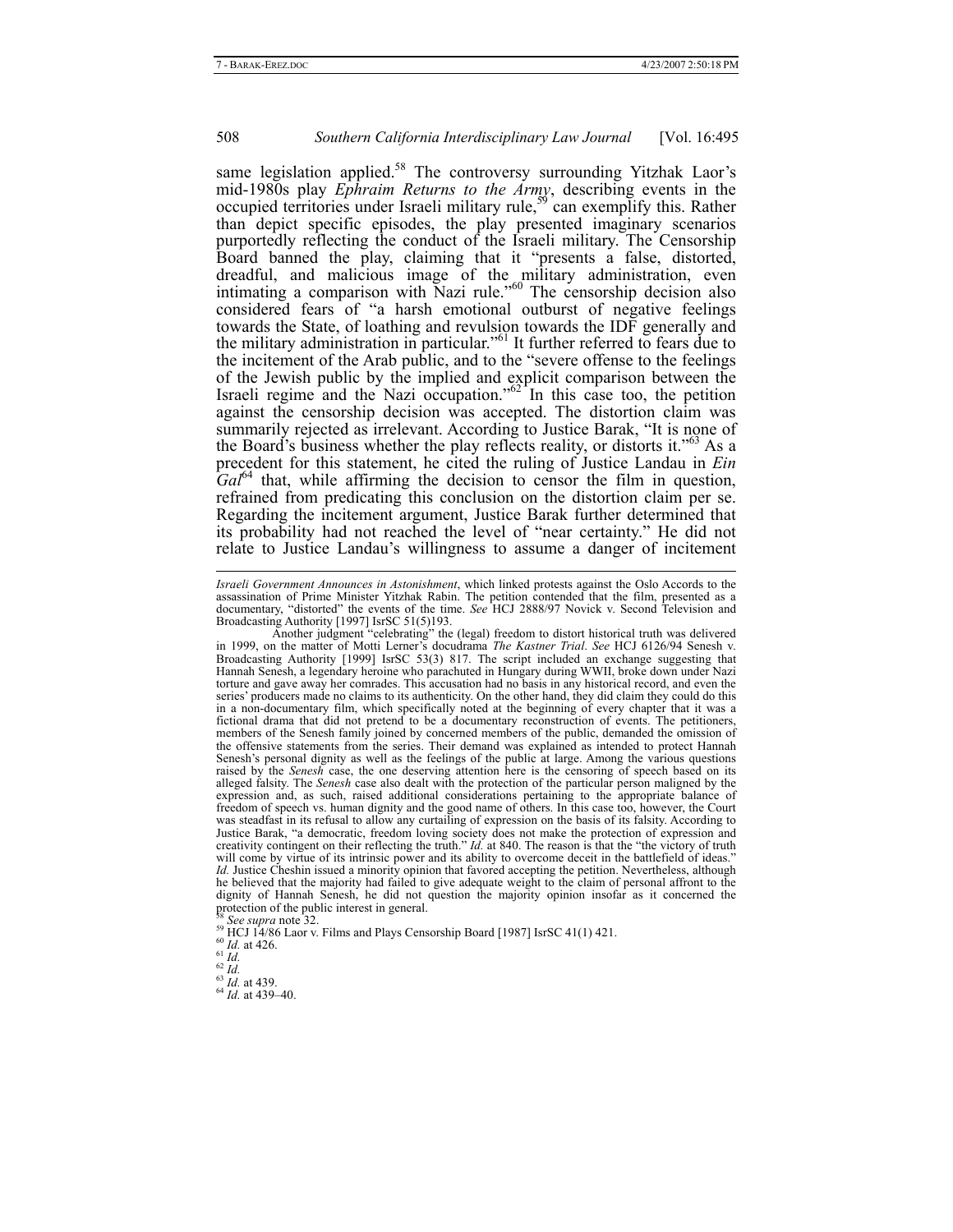same legislation applied.[58] The controversy surrounding Yitzhak Laor's mid-1980s play *Ephraim Returns to the Army*, describing events in the occupied territories under Israeli military rule,[59] can exemplify this. Rather than depict specific episodes, the play presented imaginary scenarios purportedly reflecting the conduct of the Israeli military. The Censorship Board banned the play, claiming that it "presents a false, distorted, dreadful, and malicious image of the military administration, even intimating a comparison with Nazi rule."[60] The censorship decision also considered fears of "a harsh emotional outburst of negative feelings towards the State, of loathing and revulsion towards the IDF generally and the military administration in particular."[61] It further referred to fears due to the incitement of the Arab public, and to the "severe offense to the feelings of the Jewish public by the implied and explicit comparison between the Israeli regime and the Nazi occupation."[62] In this case too, the petition against the censorship decision was accepted. The distortion claim was summarily rejected as irrelevant. According to Justice Barak, "It is none of the Board's business whether the play reflects reality, or distorts it."[63] As a precedent for this statement, he cited the ruling of Justice Landau in *Ein Gal*[64] that, while affirming the decision to censor the film in question, refrained from predicating this conclusion on the distortion claim per se. Regarding the incitement argument, Justice Barak further determined that its probability had not reached the level of "near certainty." He did not relate to Justice Landau's willingness to assume a danger of incitement

---

*Israeli Government Announces in Astonishment*, which linked protests against the Oslo Accords to the assassination of Prime Minister Yitzhak Rabin. The petition contended that the film, presented as a documentary, "distorted" the events of the time. *See* HCJ 2888/97 Novick v. Second Television and Broadcasting Authority [1997] IsrSC 51(5)193.

Another judgment "celebrating" the (legal) freedom to distort historical truth was delivered in 1999, on the matter of Motti Lerner's docudrama *The Kastner Trial*. *See* HCJ 6126/94 Senesh v. Broadcasting Authority [1999] IsrSC 53(3) 817. The script included an exchange suggesting that Hannah Senesh, a legendary heroine who parachuted in Hungary during WWII, broke down under Nazi torture and gave away her comrades. This accusation had no basis in any historical record, and even the series' producers made no claims to its authenticity. On the other hand, they did claim they could do this in a non-documentary film, which specifically noted at the beginning of every chapter that it was a fictional drama that did not pretend to be a documentary reconstruction of events. The petitioners, members of the Senesh family joined by concerned members of the public, demanded the omission of the offensive statements from the series. Their demand was explained as intended to protect Hannah Senesh's personal dignity as well as the feelings of the public at large. Among the various questions raised by the *Senesh* case, the one deserving attention here is the censoring of speech based on its alleged falsity. The *Senesh* case also dealt with the protection of the particular person maligned by the expression and, as such, raised additional considerations pertaining to the appropriate balance of freedom of speech vs. human dignity and the good name of others. In this case too, however, the Court was steadfast in its refusal to allow any curtailing of expression on the basis of its falsity. According to Justice Barak, "a democratic, freedom loving society does not make the protection of expression and creativity contingent on their reflecting the truth." *Id.* at 840. The reason is that the "the victory of truth will come by virtue of its intrinsic power and its ability to overcome deceit in the battlefield of ideas." *Id.* Justice Cheshin issued a minority opinion that favored accepting the petition. Nevertheless, although he believed that the majority had failed to give adequate weight to the claim of personal affront to the dignity of Hannah Senesh, he did not question the majority opinion insofar as it concerned the protection of the public interest in general.

[58] *See supra* note 32.

[59] HCJ 14/86 Laor v. Films and Plays Censorship Board [1987] IsrSC 41(1) 421.

[60] *Id.* at 426.

[61] *Id.*

[62] *Id.*

[63] *Id.* at 439.

[64] *Id.* at 439–40.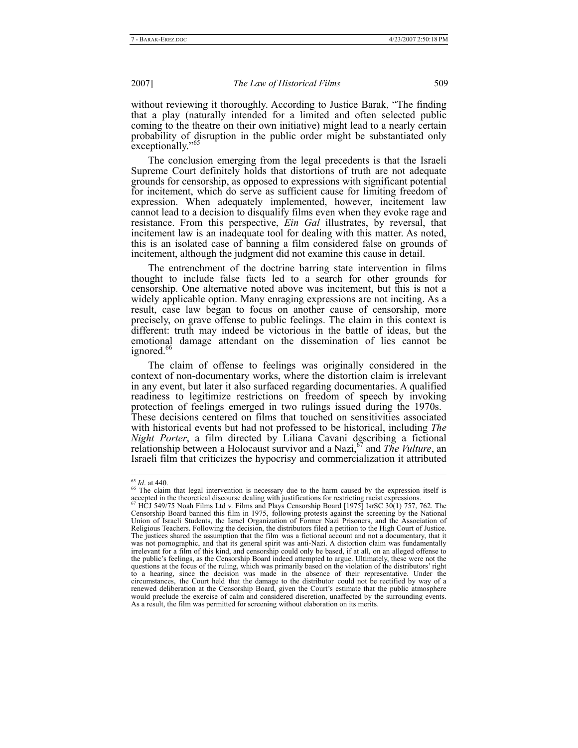without reviewing it thoroughly. According to Justice Barak, "The finding that a play (naturally intended for a limited and often selected public coming to the theatre on their own initiative) might lead to a nearly certain probability of disruption in the public order might be substantiated only exceptionally."[65]

The conclusion emerging from the legal precedents is that the Israeli Supreme Court definitely holds that distortions of truth are not adequate grounds for censorship, as opposed to expressions with significant potential for incitement, which do serve as sufficient cause for limiting freedom of expression. When adequately implemented, however, incitement law cannot lead to a decision to disqualify films even when they evoke rage and resistance. From this perspective, *Ein Gal* illustrates, by reversal, that incitement law is an inadequate tool for dealing with this matter. As noted, this is an isolated case of banning a film considered false on grounds of incitement, although the judgment did not examine this cause in detail.

The entrenchment of the doctrine barring state intervention in films thought to include false facts led to a search for other grounds for censorship. One alternative noted above was incitement, but this is not a widely applicable option. Many enraging expressions are not inciting. As a result, case law began to focus on another cause of censorship, more precisely, on grave offense to public feelings. The claim in this context is different: truth may indeed be victorious in the battle of ideas, but the emotional damage attendant on the dissemination of lies cannot be ignored.[66]

The claim of offense to feelings was originally considered in the context of non-documentary works, where the distortion claim is irrelevant in any event, but later it also surfaced regarding documentaries. A qualified readiness to legitimize restrictions on freedom of speech by invoking protection of feelings emerged in two rulings issued during the 1970s. These decisions centered on films that touched on sensitivities associated with historical events but had not professed to be historical, including *The Night Porter*, a film directed by Liliana Cavani describing a fictional relationship between a Holocaust survivor and a Nazi,[67] and *The Vulture*, an Israeli film that criticizes the hypocrisy and commercialization it attributed

---

[65] *Id*. at 440.

[66] The claim that legal intervention is necessary due to the harm caused by the expression itself is accepted in the theoretical discourse dealing with justifications for restricting racist expressions.

[67] HCJ 549/75 Noah Films Ltd v. Films and Plays Censorship Board [1975] IsrSC 30(1) 757, 762. The Censorship Board banned this film in 1975, following protests against the screening by the National Union of Israeli Students, the Israel Organization of Former Nazi Prisoners, and the Association of Religious Teachers. Following the decision, the distributors filed a petition to the High Court of Justice. The justices shared the assumption that the film was a fictional account and not a documentary, that it was not pornographic, and that its general spirit was anti-Nazi. A distortion claim was fundamentally irrelevant for a film of this kind, and censorship could only be based, if at all, on an alleged offense to the public's feelings, as the Censorship Board indeed attempted to argue. Ultimately, these were not the questions at the focus of the ruling, which was primarily based on the violation of the distributors' right to a hearing, since the decision was made in the absence of their representative. Under the circumstances, the Court held that the damage to the distributor could not be rectified by way of a renewed deliberation at the Censorship Board, given the Court's estimate that the public atmosphere would preclude the exercise of calm and considered discretion, unaffected by the surrounding events. As a result, the film was permitted for screening without elaboration on its merits.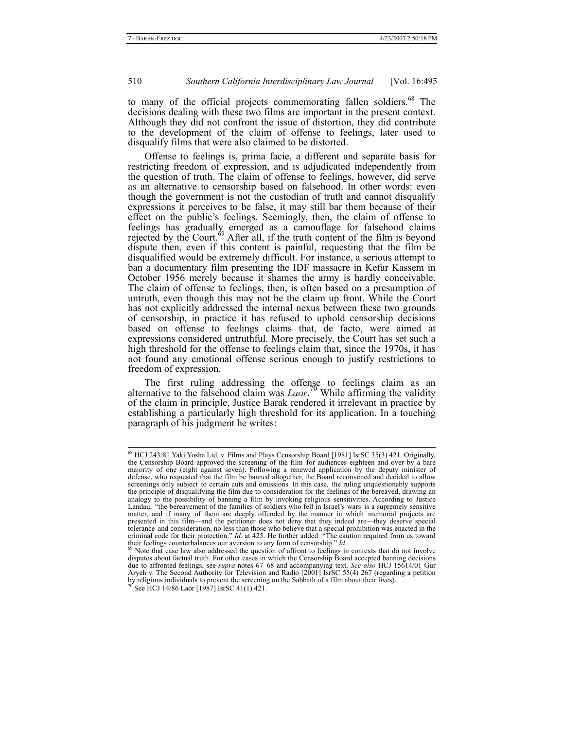to many of the official projects commemorating fallen soldiers.[68] The decisions dealing with these two films are important in the present context. Although they did not confront the issue of distortion, they did contribute to the development of the claim of offense to feelings, later used to disqualify films that were also claimed to be distorted.

Offense to feelings is, prima facie, a different and separate basis for restricting freedom of expression, and is adjudicated independently from the question of truth. The claim of offense to feelings, however, did serve as an alternative to censorship based on falsehood. In other words: even though the government is not the custodian of truth and cannot disqualify expressions it perceives to be false, it may still bar them because of their effect on the public's feelings. Seemingly, then, the claim of offense to feelings has gradually emerged as a camouflage for falsehood claims rejected by the Court.[69] After all, if the truth content of the film is beyond dispute then, even if this content is painful, requesting that the film be disqualified would be extremely difficult. For instance, a serious attempt to ban a documentary film presenting the IDF massacre in Kefar Kassem in October 1956 merely because it shames the army is hardly conceivable. The claim of offense to feelings, then, is often based on a presumption of untruth, even though this may not be the claim up front. While the Court has not explicitly addressed the internal nexus between these two grounds of censorship, in practice it has refused to uphold censorship decisions based on offense to feelings claims that, de facto, were aimed at expressions considered untruthful. More precisely, the Court has set such a high threshold for the offense to feelings claim that, since the 1970s, it has not found any emotional offense serious enough to justify restrictions to freedom of expression.

The first ruling addressing the offense to feelings claim as an alternative to the falsehood claim was *Laor*.[70] While affirming the validity of the claim in principle, Justice Barak rendered it irrelevant in practice by establishing a particularly high threshold for its application. In a touching paragraph of his judgment he writes:

---

[68] HCJ 243/81 Yaki Yosha Ltd. v. Films and Plays Censorship Board [1981] IsrSC 35(3) 421. Originally, the Censorship Board approved the screening of the film for audiences eighteen and over by a bare majority of one (eight against seven). Following a renewed application by the deputy minister of defense, who requested that the film be banned altogether, the Board reconvened and decided to allow screenings only subject to certain cuts and omissions. In this case, the ruling unquestionably supports the principle of disqualifying the film due to consideration for the feelings of the bereaved, drawing an analogy to the possibility of banning a film by invoking religious sensitivities. According to Justice Landau, "the bereavement of the families of soldiers who fell in Israel's wars is a supremely sensitive matter, and if many of them are deeply offended by the manner in which memorial projects are presented in this film—and the petitioner does not deny that they indeed are—they deserve special tolerance and consideration, no less than those who believe that a special prohibition was enacted in the criminal code for their protection." *Id.* at 425. He further added: "The caution required from us toward their feelings counterbalances our aversion to any form of censorship." *Id.*

[69] Note that case law also addressed the question of affront to feelings in contexts that do not involve disputes about factual truth. For other cases in which the Censorship Board accepted banning decisions due to affronted feelings, see *supra* notes 67–68 and accompanying text. *See also* HCJ 15614/01 Gur Aryeh v. The Second Authority for Television and Radio [2001] IsrSC 55(4) 267 (regarding a petition by religious individuals to prevent the screening on the Sabbath of a film about their lives).

[70] See HCJ 14/86 Laor [1987] IsrSC 41(1) 421.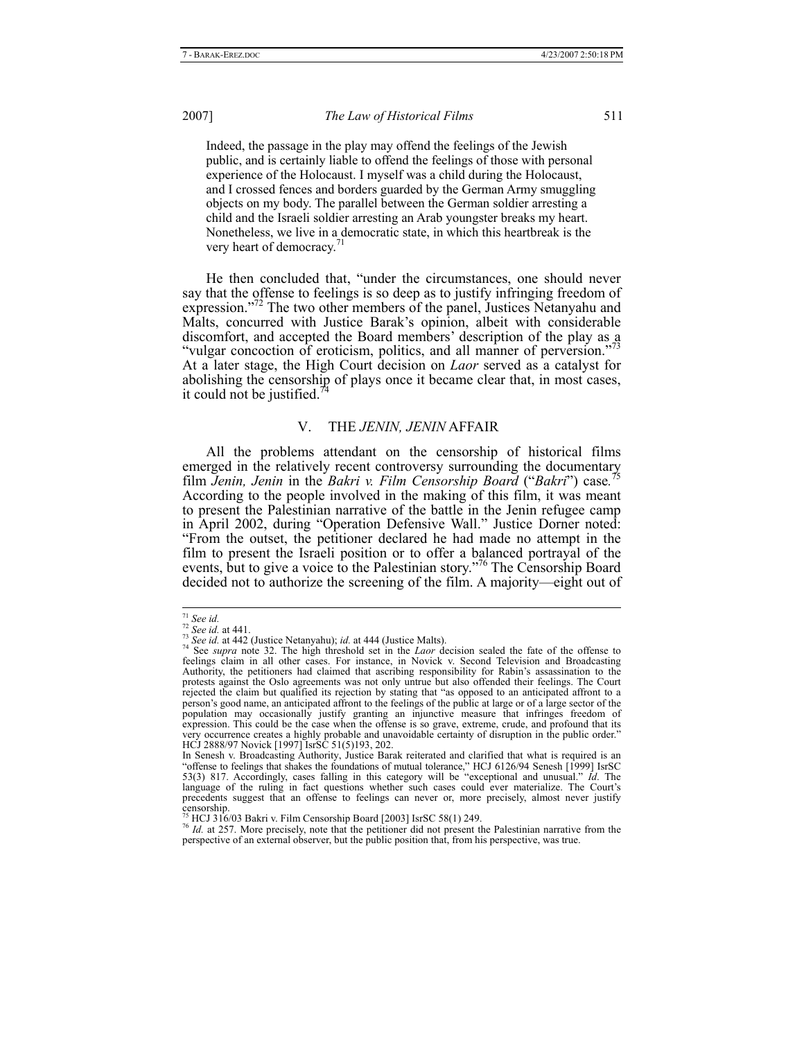> Indeed, the passage in the play may offend the feelings of the Jewish public, and is certainly liable to offend the feelings of those with personal experience of the Holocaust. I myself was a child during the Holocaust, and I crossed fences and borders guarded by the German Army smuggling objects on my body. The parallel between the German soldier arresting a child and the Israeli soldier arresting an Arab youngster breaks my heart. Nonetheless, we live in a democratic state, in which this heartbreak is the very heart of democracy.[71]

He then concluded that, "under the circumstances, one should never say that the offense to feelings is so deep as to justify infringing freedom of expression."[72] The two other members of the panel, Justices Netanyahu and Malts, concurred with Justice Barak's opinion, albeit with considerable discomfort, and accepted the Board members' description of the play as a "vulgar concoction of eroticism, politics, and all manner of perversion."[73] At a later stage, the High Court decision on *Laor* served as a catalyst for abolishing the censorship of plays once it became clear that, in most cases, it could not be justified.[74]

## V. THE *JENIN, JENIN* AFFAIR

All the problems attendant on the censorship of historical films emerged in the relatively recent controversy surrounding the documentary film *Jenin, Jenin* in the *Bakri v. Film Censorship Board* ("*Bakri*") case.[75] According to the people involved in the making of this film, it was meant to present the Palestinian narrative of the battle in the Jenin refugee camp in April 2002, during "Operation Defensive Wall." Justice Dorner noted: "From the outset, the petitioner declared he had made no attempt in the film to present the Israeli position or to offer a balanced portrayal of the events, but to give a voice to the Palestinian story."[76] The Censorship Board decided not to authorize the screening of the film. A majority—eight out of

---

[71] *See id.*

[72] *See id.* at 441.

[73] *See id.* at 442 (Justice Netanyahu); *id.* at 444 (Justice Malts).

[74] See *supra* note 32. The high threshold set in the *Laor* decision sealed the fate of the offense to feelings claim in all other cases. For instance, in Novick v. Second Television and Broadcasting Authority, the petitioners had claimed that ascribing responsibility for Rabin's assassination to the protests against the Oslo agreements was not only untrue but also offended their feelings. The Court rejected the claim but qualified its rejection by stating that "as opposed to an anticipated affront to a person's good name, an anticipated affront to the feelings of the public at large or of a large sector of the population may occasionally justify granting an injunctive measure that infringes freedom of expression. This could be the case when the offense is so grave, extreme, crude, and profound that its very occurrence creates a highly probable and unavoidable certainty of disruption in the public order." HCJ 2888/97 Novick [1997] IsrSC 51(5)193, 202.

In Senesh v. Broadcasting Authority, Justice Barak reiterated and clarified that what is required is an "offense to feelings that shakes the foundations of mutual tolerance," HCJ 6126/94 Senesh [1999] IsrSC 53(3) 817. Accordingly, cases falling in this category will be "exceptional and unusual." *Id*. The language of the ruling in fact questions whether such cases could ever materialize. The Court's precedents suggest that an offense to feelings can never or, more precisely, almost never justify censorship.

[75] HCJ 316/03 Bakri v. Film Censorship Board [2003] IsrSC 58(1) 249.

[76] *Id.* at 257. More precisely, note that the petitioner did not present the Palestinian narrative from the perspective of an external observer, but the public position that, from his perspective, was true.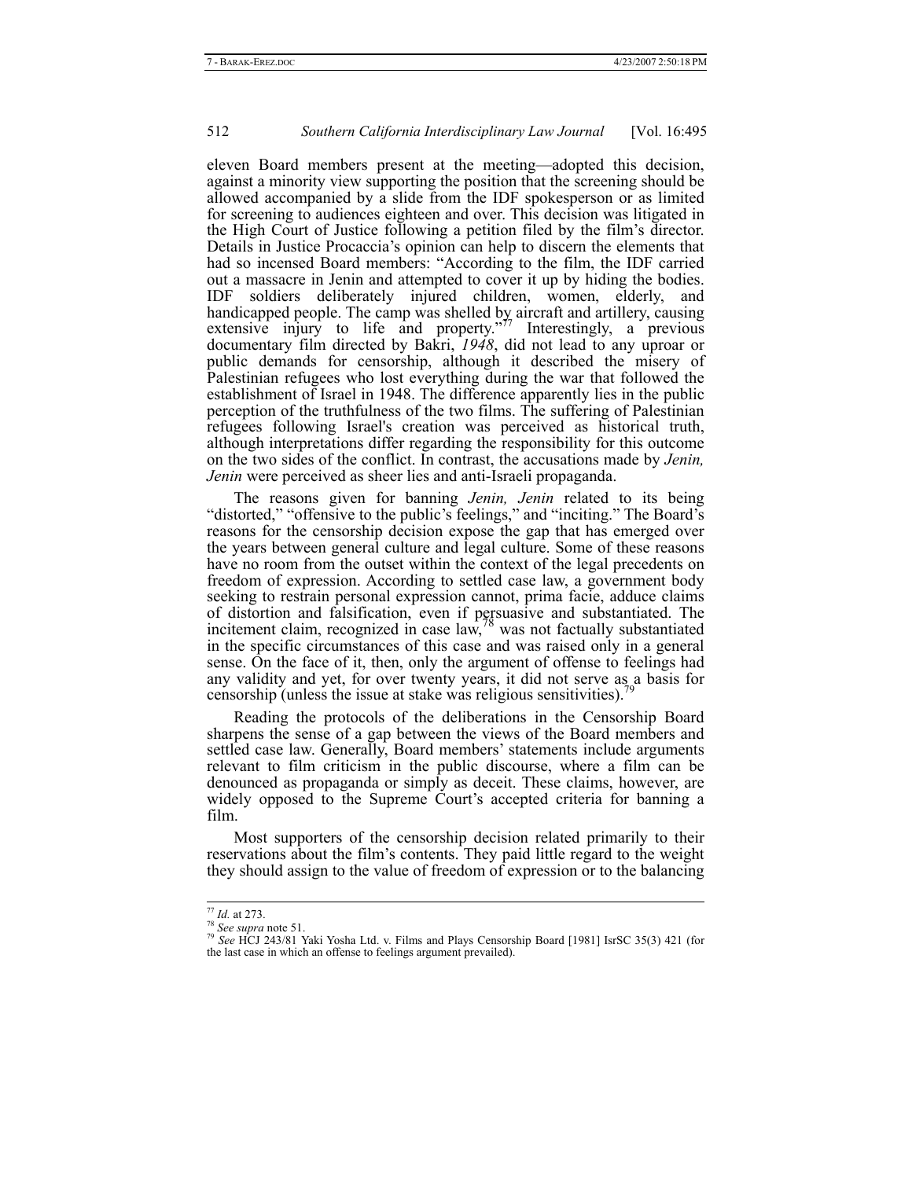eleven Board members present at the meeting—adopted this decision, against a minority view supporting the position that the screening should be allowed accompanied by a slide from the IDF spokesperson or as limited for screening to audiences eighteen and over. This decision was litigated in the High Court of Justice following a petition filed by the film's director. Details in Justice Procaccia's opinion can help to discern the elements that had so incensed Board members: "According to the film, the IDF carried out a massacre in Jenin and attempted to cover it up by hiding the bodies. IDF soldiers deliberately injured children, women, elderly, and handicapped people. The camp was shelled by aircraft and artillery, causing extensive injury to life and property."[77] Interestingly, a previous documentary film directed by Bakri, *1948*, did not lead to any uproar or public demands for censorship, although it described the misery of Palestinian refugees who lost everything during the war that followed the establishment of Israel in 1948. The difference apparently lies in the public perception of the truthfulness of the two films. The suffering of Palestinian refugees following Israel's creation was perceived as historical truth, although interpretations differ regarding the responsibility for this outcome on the two sides of the conflict. In contrast, the accusations made by *Jenin, Jenin* were perceived as sheer lies and anti-Israeli propaganda.

The reasons given for banning *Jenin, Jenin* related to its being "distorted," "offensive to the public's feelings," and "inciting." The Board's reasons for the censorship decision expose the gap that has emerged over the years between general culture and legal culture. Some of these reasons have no room from the outset within the context of the legal precedents on freedom of expression. According to settled case law, a government body seeking to restrain personal expression cannot, prima facie, adduce claims of distortion and falsification, even if persuasive and substantiated. The incitement claim, recognized in case law,[78] was not factually substantiated in the specific circumstances of this case and was raised only in a general sense. On the face of it, then, only the argument of offense to feelings had any validity and yet, for over twenty years, it did not serve as a basis for censorship (unless the issue at stake was religious sensitivities).[79]

Reading the protocols of the deliberations in the Censorship Board sharpens the sense of a gap between the views of the Board members and settled case law. Generally, Board members' statements include arguments relevant to film criticism in the public discourse, where a film can be denounced as propaganda or simply as deceit. These claims, however, are widely opposed to the Supreme Court's accepted criteria for banning a film.

Most supporters of the censorship decision related primarily to their reservations about the film's contents. They paid little regard to the weight they should assign to the value of freedom of expression or to the balancing

---

[77] *Id.* at 273.

[78] *See supra* note 51.

[79] *See* HCJ 243/81 Yaki Yosha Ltd. v. Films and Plays Censorship Board [1981] IsrSC 35(3) 421 (for the last case in which an offense to feelings argument prevailed).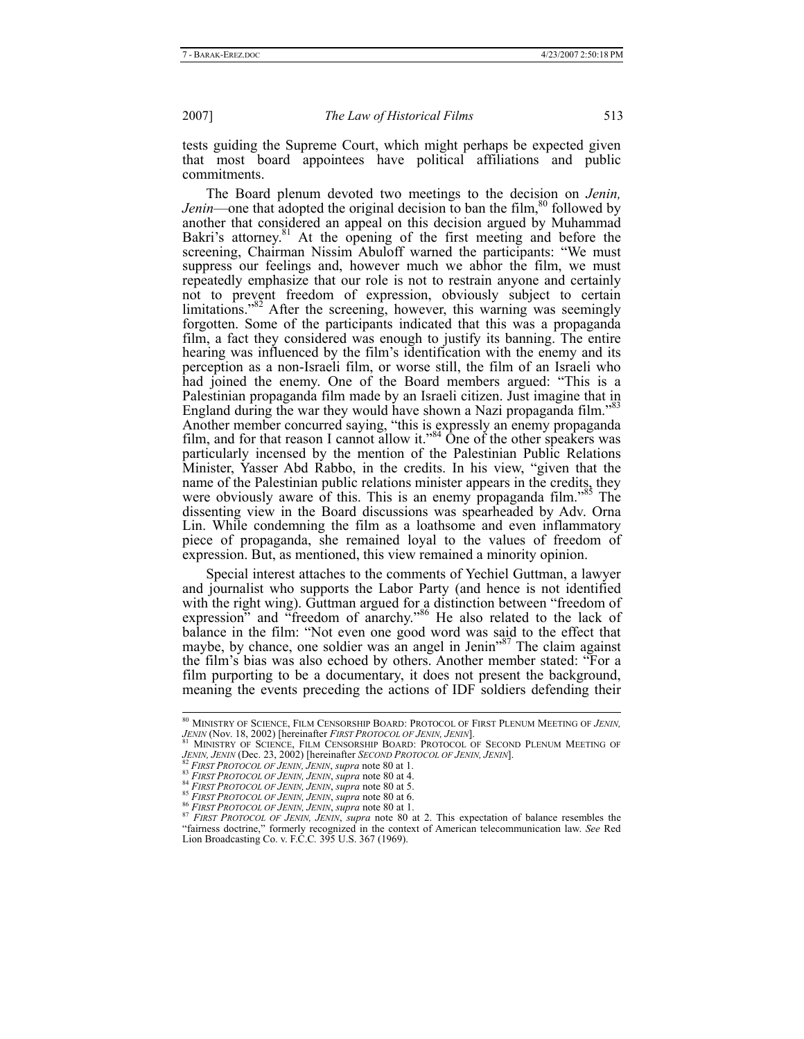tests guiding the Supreme Court, which might perhaps be expected given that most board appointees have political affiliations and public commitments.

The Board plenum devoted two meetings to the decision on *Jenin, Jenin*—one that adopted the original decision to ban the film,[80] followed by another that considered an appeal on this decision argued by Muhammad Bakri's attorney.[81] At the opening of the first meeting and before the screening, Chairman Nissim Abuloff warned the participants: "We must suppress our feelings and, however much we abhor the film, we must repeatedly emphasize that our role is not to restrain anyone and certainly not to prevent freedom of expression, obviously subject to certain limitations."[82] After the screening, however, this warning was seemingly forgotten. Some of the participants indicated that this was a propaganda film, a fact they considered was enough to justify its banning. The entire hearing was influenced by the film's identification with the enemy and its perception as a non-Israeli film, or worse still, the film of an Israeli who had joined the enemy. One of the Board members argued: "This is a Palestinian propaganda film made by an Israeli citizen. Just imagine that in England during the war they would have shown a Nazi propaganda film."[83] Another member concurred saying, "this is expressly an enemy propaganda film, and for that reason I cannot allow it."[84] One of the other speakers was particularly incensed by the mention of the Palestinian Public Relations Minister, Yasser Abd Rabbo, in the credits. In his view, "given that the name of the Palestinian public relations minister appears in the credits, they were obviously aware of this. This is an enemy propaganda film."[85] The dissenting view in the Board discussions was spearheaded by Adv. Orna Lin. While condemning the film as a loathsome and even inflammatory piece of propaganda, she remained loyal to the values of freedom of expression. But, as mentioned, this view remained a minority opinion.

Special interest attaches to the comments of Yechiel Guttman, a lawyer and journalist who supports the Labor Party (and hence is not identified with the right wing). Guttman argued for a distinction between "freedom of expression" and "freedom of anarchy."[86] He also related to the lack of balance in the film: "Not even one good word was said to the effect that maybe, by chance, one soldier was an angel in Jenin"[87] The claim against the film's bias was also echoed by others. Another member stated: "For a film purporting to be a documentary, it does not present the background, meaning the events preceding the actions of IDF soldiers defending their

---

[80] MINISTRY OF SCIENCE, FILM CENSORSHIP BOARD: PROTOCOL OF FIRST PLENUM MEETING OF *JENIN, JENIN* (Nov. 18, 2002) [hereinafter *FIRST PROTOCOL OF JENIN, JENIN*].

[81] MINISTRY OF SCIENCE, FILM CENSORSHIP BOARD: PROTOCOL OF SECOND PLENUM MEETING OF *JENIN, JENIN* (Dec. 23, 2002) [hereinafter *SECOND PROTOCOL OF JENIN, JENIN*].

[82] *FIRST PROTOCOL OF JENIN, JENIN*, *supra* note 80 at 1.

[83] *FIRST PROTOCOL OF JENIN, JENIN*, *supra* note 80 at 4.

[84] *FIRST PROTOCOL OF JENIN, JENIN*, *supra* note 80 at 5.

[85] *FIRST PROTOCOL OF JENIN, JENIN*, *supra* note 80 at 6.

[86] *FIRST PROTOCOL OF JENIN, JENIN*, *supra* note 80 at 1.

[87] *FIRST PROTOCOL OF JENIN, JENIN*, *supra* note 80 at 2. This expectation of balance resembles the "fairness doctrine," formerly recognized in the context of American telecommunication law. *See* Red Lion Broadcasting Co. v. F.C.C. 395 U.S. 367 (1969).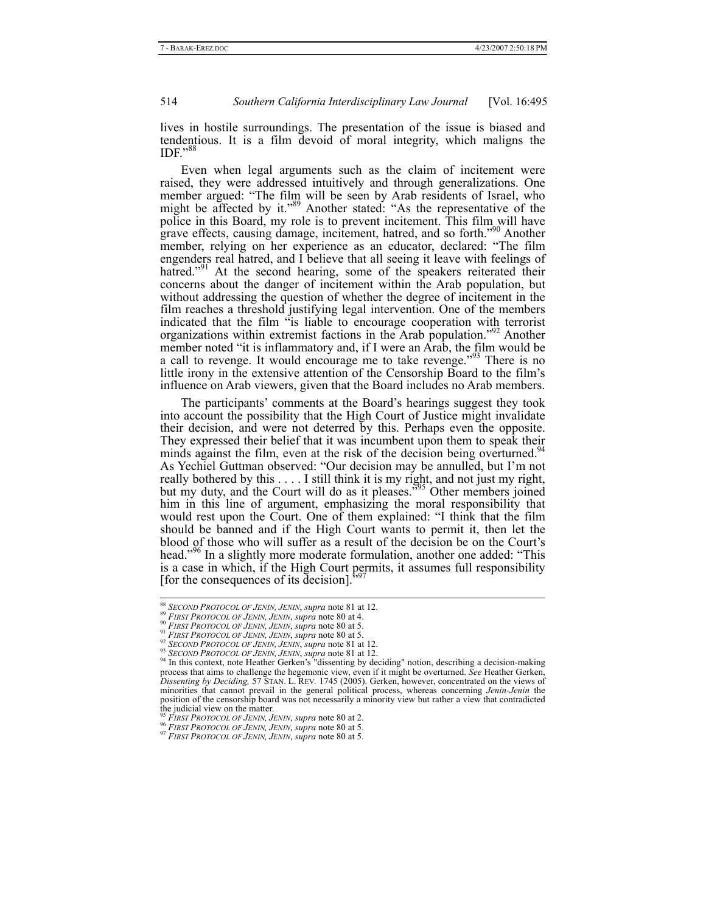lives in hostile surroundings. The presentation of the issue is biased and tendentious. It is a film devoid of moral integrity, which maligns the IDF."[88]

Even when legal arguments such as the claim of incitement were raised, they were addressed intuitively and through generalizations. One member argued: "The film will be seen by Arab residents of Israel, who might be affected by it."[89] Another stated: "As the representative of the police in this Board, my role is to prevent incitement. This film will have grave effects, causing damage, incitement, hatred, and so forth."[90] Another member, relying on her experience as an educator, declared: "The film engenders real hatred, and I believe that all seeing it leave with feelings of hatred."[91] At the second hearing, some of the speakers reiterated their concerns about the danger of incitement within the Arab population, but without addressing the question of whether the degree of incitement in the film reaches a threshold justifying legal intervention. One of the members indicated that the film "is liable to encourage cooperation with terrorist organizations within extremist factions in the Arab population."[92] Another member noted "it is inflammatory and, if I were an Arab, the film would be a call to revenge. It would encourage me to take revenge."[93] There is no little irony in the extensive attention of the Censorship Board to the film's influence on Arab viewers, given that the Board includes no Arab members.

The participants' comments at the Board's hearings suggest they took into account the possibility that the High Court of Justice might invalidate their decision, and were not deterred by this. Perhaps even the opposite. They expressed their belief that it was incumbent upon them to speak their minds against the film, even at the risk of the decision being overturned.[94] As Yechiel Guttman observed: "Our decision may be annulled, but I'm not really bothered by this . . . . I still think it is my right, and not just my right, but my duty, and the Court will do as it pleases."[95] Other members joined him in this line of argument, emphasizing the moral responsibility that would rest upon the Court. One of them explained: "I think that the film should be banned and if the High Court wants to permit it, then let the blood of those who will suffer as a result of the decision be on the Court's head."[96] In a slightly more moderate formulation, another one added: "This is a case in which, if the High Court permits, it assumes full responsibility [for the consequences of its decision]."[97]

---

[88] *SECOND PROTOCOL OF JENIN, JENIN*, *supra* note 81 at 12.

[89] *FIRST PROTOCOL OF JENIN, JENIN*, *supra* note 80 at 4.

[90] *FIRST PROTOCOL OF JENIN, JENIN*, *supra* note 80 at 5.

[91] *FIRST PROTOCOL OF JENIN, JENIN*, *supra* note 80 at 5.

[92] *SECOND PROTOCOL OF JENIN, JENIN*, *supra* note 81 at 12.

[93] *SECOND PROTOCOL OF JENIN, JENIN*, *supra* note 81 at 12.

[94] In this context, note Heather Gerken's "dissenting by deciding" notion, describing a decision-making process that aims to challenge the hegemonic view, even if it might be overturned. *See* Heather Gerken, *Dissenting by Deciding,* 57 STAN. L. REV. 1745 (2005). Gerken, however, concentrated on the views of minorities that cannot prevail in the general political process, whereas concerning *Jenin-Jenin* the position of the censorship board was not necessarily a minority view but rather a view that contradicted the judicial view on the matter.

[95] *FIRST PROTOCOL OF JENIN, JENIN*, *supra* note 80 at 2.

[96] *FIRST PROTOCOL OF JENIN, JENIN*, *supra* note 80 at 5.

[97] *FIRST PROTOCOL OF JENIN, JENIN*, *supra* note 80 at 5.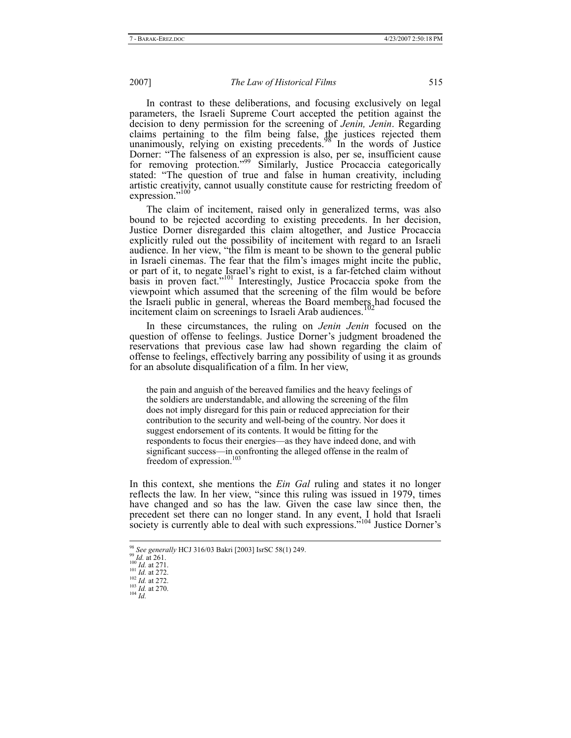In contrast to these deliberations, and focusing exclusively on legal parameters, the Israeli Supreme Court accepted the petition against the decision to deny permission for the screening of *Jenin, Jenin*. Regarding claims pertaining to the film being false, the justices rejected them unanimously, relying on existing precedents.[98] In the words of Justice Dorner: "The falseness of an expression is also, per se, insufficient cause for removing protection."[99] Similarly, Justice Procaccia categorically stated: "The question of true and false in human creativity, including artistic creativity, cannot usually constitute cause for restricting freedom of expression."[100]

The claim of incitement, raised only in generalized terms, was also bound to be rejected according to existing precedents. In her decision, Justice Dorner disregarded this claim altogether, and Justice Procaccia explicitly ruled out the possibility of incitement with regard to an Israeli audience. In her view, "the film is meant to be shown to the general public in Israeli cinemas. The fear that the film's images might incite the public, or part of it, to negate Israel's right to exist, is a far-fetched claim without basis in proven fact."[101] Interestingly, Justice Procaccia spoke from the viewpoint which assumed that the screening of the film would be before the Israeli public in general, whereas the Board members had focused the incitement claim on screenings to Israeli Arab audiences.[102]

In these circumstances, the ruling on *Jenin Jenin* focused on the question of offense to feelings. Justice Dorner's judgment broadened the reservations that previous case law had shown regarding the claim of offense to feelings, effectively barring any possibility of using it as grounds for an absolute disqualification of a film. In her view,

> the pain and anguish of the bereaved families and the heavy feelings of the soldiers are understandable, and allowing the screening of the film does not imply disregard for this pain or reduced appreciation for their contribution to the security and well-being of the country. Nor does it suggest endorsement of its contents. It would be fitting for the respondents to focus their energies—as they have indeed done, and with significant success—in confronting the alleged offense in the realm of freedom of expression.[103]

In this context, she mentions the *Ein Gal* ruling and states it no longer reflects the law. In her view, "since this ruling was issued in 1979, times have changed and so has the law. Given the case law since then, the precedent set there can no longer stand. In any event, I hold that Israeli society is currently able to deal with such expressions."[104] Justice Dorner's

---

[98] *See generally* HCJ 316/03 Bakri [2003] IsrSC 58(1) 249.
[99] *Id.* at 261.
[100] *Id.* at 271.
[101] *Id.* at 272.
[102] *Id.* at 272.
[103] *Id.* at 270.
[104] *Id.*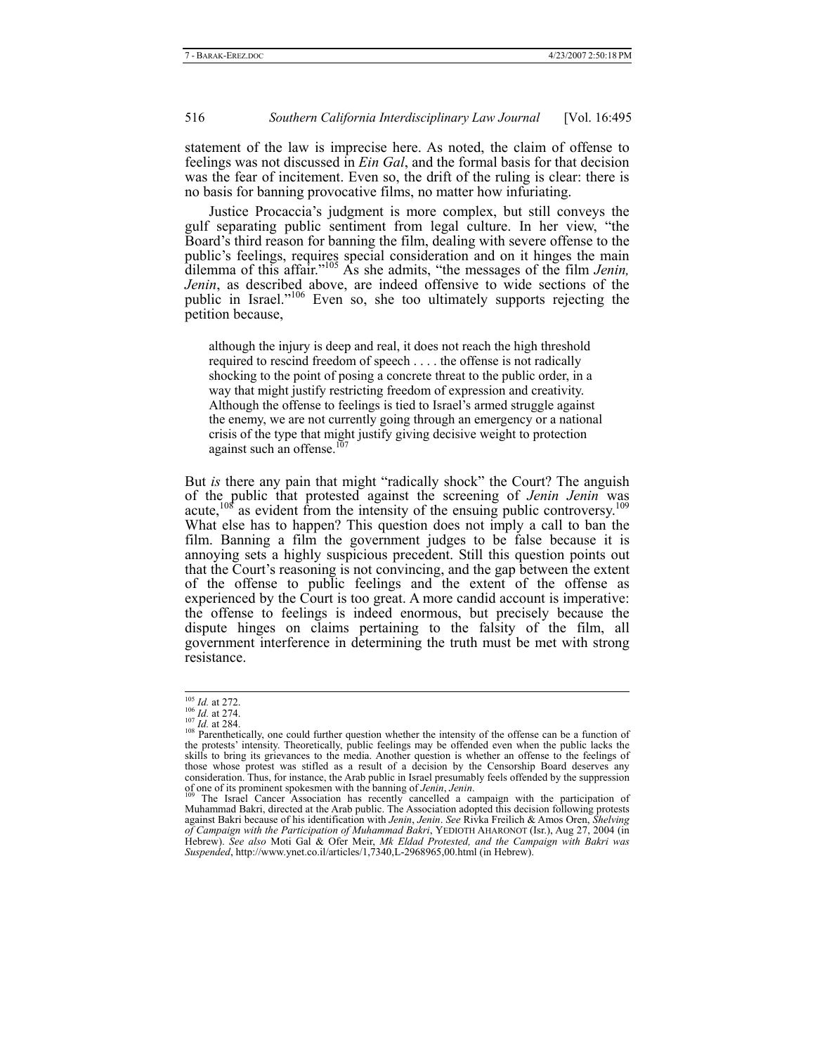statement of the law is imprecise here. As noted, the claim of offense to feelings was not discussed in *Ein Gal*, and the formal basis for that decision was the fear of incitement. Even so, the drift of the ruling is clear: there is no basis for banning provocative films, no matter how infuriating.

Justice Procaccia's judgment is more complex, but still conveys the gulf separating public sentiment from legal culture. In her view, "the Board's third reason for banning the film, dealing with severe offense to the public's feelings, requires special consideration and on it hinges the main dilemma of this affair."[105] As she admits, "the messages of the film *Jenin, Jenin*, as described above, are indeed offensive to wide sections of the public in Israel."[106] Even so, she too ultimately supports rejecting the petition because,

> although the injury is deep and real, it does not reach the high threshold required to rescind freedom of speech . . . . the offense is not radically shocking to the point of posing a concrete threat to the public order, in a way that might justify restricting freedom of expression and creativity. Although the offense to feelings is tied to Israel's armed struggle against the enemy, we are not currently going through an emergency or a national crisis of the type that might justify giving decisive weight to protection against such an offense.[107]

But *is* there any pain that might "radically shock" the Court? The anguish of the public that protested against the screening of *Jenin Jenin* was acute,[108] as evident from the intensity of the ensuing public controversy.[109] What else has to happen? This question does not imply a call to ban the film. Banning a film the government judges to be false because it is annoying sets a highly suspicious precedent. Still this question points out that the Court's reasoning is not convincing, and the gap between the extent of the offense to public feelings and the extent of the offense as experienced by the Court is too great. A more candid account is imperative: the offense to feelings is indeed enormous, but precisely because the dispute hinges on claims pertaining to the falsity of the film, all government interference in determining the truth must be met with strong resistance.

---

[105] *Id.* at 272.

[106] *Id.* at 274.

[107] *Id.* at 284.

[108] Parenthetically, one could further question whether the intensity of the offense can be a function of the protests' intensity. Theoretically, public feelings may be offended even when the public lacks the skills to bring its grievances to the media. Another question is whether an offense to the feelings of those whose protest was stifled as a result of a decision by the Censorship Board deserves any consideration. Thus, for instance, the Arab public in Israel presumably feels offended by the suppression of one of its prominent spokesmen with the banning of *Jenin*, *Jenin*.

[109] The Israel Cancer Association has recently cancelled a campaign with the participation of Muhammad Bakri, directed at the Arab public. The Association adopted this decision following protests against Bakri because of his identification with *Jenin*, *Jenin*. *See* Rivka Freilich & Amos Oren, *Shelving of Campaign with the Participation of Muhammad Bakri*, YEDIOTH AHARONOT (Isr.), Aug 27, 2004 (in Hebrew). *See also* Moti Gal & Ofer Meir, *Mk Eldad Protested, and the Campaign with Bakri was Suspended*, http://www.ynet.co.il/articles/1,7340,L-2968965,00.html (in Hebrew).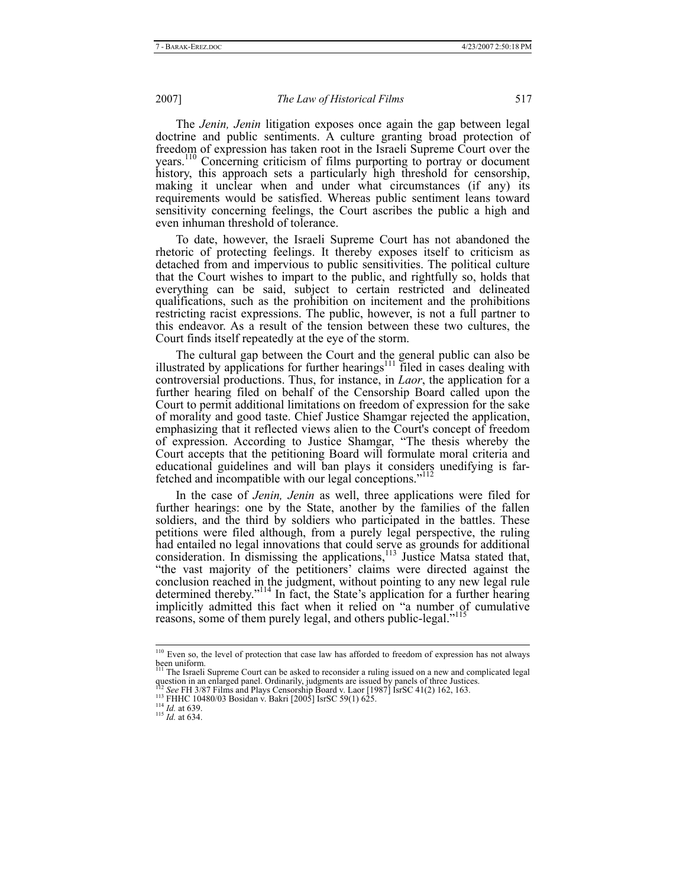The *Jenin, Jenin* litigation exposes once again the gap between legal doctrine and public sentiments. A culture granting broad protection of freedom of expression has taken root in the Israeli Supreme Court over the years.[110] Concerning criticism of films purporting to portray or document history, this approach sets a particularly high threshold for censorship, making it unclear when and under what circumstances (if any) its requirements would be satisfied. Whereas public sentiment leans toward sensitivity concerning feelings, the Court ascribes the public a high and even inhuman threshold of tolerance.

To date, however, the Israeli Supreme Court has not abandoned the rhetoric of protecting feelings. It thereby exposes itself to criticism as detached from and impervious to public sensitivities. The political culture that the Court wishes to impart to the public, and rightfully so, holds that everything can be said, subject to certain restricted and delineated qualifications, such as the prohibition on incitement and the prohibitions restricting racist expressions. The public, however, is not a full partner to this endeavor. As a result of the tension between these two cultures, the Court finds itself repeatedly at the eye of the storm.

The cultural gap between the Court and the general public can also be illustrated by applications for further hearings[111] filed in cases dealing with controversial productions. Thus, for instance, in *Laor*, the application for a further hearing filed on behalf of the Censorship Board called upon the Court to permit additional limitations on freedom of expression for the sake of morality and good taste. Chief Justice Shamgar rejected the application, emphasizing that it reflected views alien to the Court's concept of freedom of expression. According to Justice Shamgar, "The thesis whereby the Court accepts that the petitioning Board will formulate moral criteria and educational guidelines and will ban plays it considers unedifying is far-fetched and incompatible with our legal conceptions."[112]

In the case of *Jenin, Jenin* as well, three applications were filed for further hearings: one by the State, another by the families of the fallen soldiers, and the third by soldiers who participated in the battles. These petitions were filed although, from a purely legal perspective, the ruling had entailed no legal innovations that could serve as grounds for additional consideration. In dismissing the applications,[113] Justice Matsa stated that, "the vast majority of the petitioners' claims were directed against the conclusion reached in the judgment, without pointing to any new legal rule determined thereby."[114] In fact, the State's application for a further hearing implicitly admitted this fact when it relied on "a number of cumulative reasons, some of them purely legal, and others public-legal."[115]

---

[110] Even so, the level of protection that case law has afforded to freedom of expression has not always been uniform.

[111] The Israeli Supreme Court can be asked to reconsider a ruling issued on a new and complicated legal question in an enlarged panel. Ordinarily, judgments are issued by panels of three Justices.

[112] *See* FH 3/87 Films and Plays Censorship Board v. Laor [1987] IsrSC 41(2) 162, 163.

[113] FHHC 10480/03 Bosidan v. Bakri [2005] IsrSC 59(1) 625.

[114] *Id.* at 639.

[115] *Id.* at 634.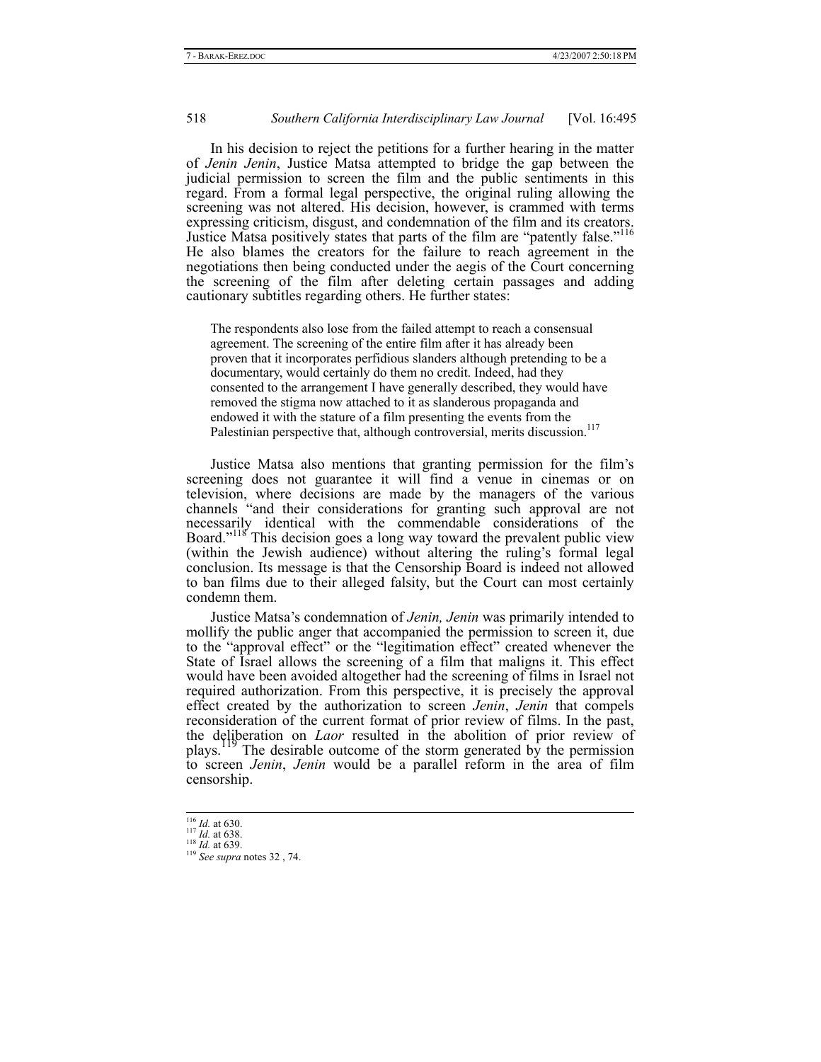In his decision to reject the petitions for a further hearing in the matter of *Jenin Jenin*, Justice Matsa attempted to bridge the gap between the judicial permission to screen the film and the public sentiments in this regard. From a formal legal perspective, the original ruling allowing the screening was not altered. His decision, however, is crammed with terms expressing criticism, disgust, and condemnation of the film and its creators. Justice Matsa positively states that parts of the film are "patently false."[116] He also blames the creators for the failure to reach agreement in the negotiations then being conducted under the aegis of the Court concerning the screening of the film after deleting certain passages and adding cautionary subtitles regarding others. He further states:

> The respondents also lose from the failed attempt to reach a consensual agreement. The screening of the entire film after it has already been proven that it incorporates perfidious slanders although pretending to be a documentary, would certainly do them no credit. Indeed, had they consented to the arrangement I have generally described, they would have removed the stigma now attached to it as slanderous propaganda and endowed it with the stature of a film presenting the events from the Palestinian perspective that, although controversial, merits discussion.[117]

Justice Matsa also mentions that granting permission for the film's screening does not guarantee it will find a venue in cinemas or on television, where decisions are made by the managers of the various channels "and their considerations for granting such approval are not necessarily identical with the commendable considerations of the Board."[118] This decision goes a long way toward the prevalent public view (within the Jewish audience) without altering the ruling's formal legal conclusion. Its message is that the Censorship Board is indeed not allowed to ban films due to their alleged falsity, but the Court can most certainly condemn them.

Justice Matsa's condemnation of *Jenin, Jenin* was primarily intended to mollify the public anger that accompanied the permission to screen it, due to the "approval effect" or the "legitimation effect" created whenever the State of Israel allows the screening of a film that maligns it. This effect would have been avoided altogether had the screening of films in Israel not required authorization. From this perspective, it is precisely the approval effect created by the authorization to screen *Jenin*, *Jenin* that compels reconsideration of the current format of prior review of films. In the past, the deliberation on *Laor* resulted in the abolition of prior review of plays.[119] The desirable outcome of the storm generated by the permission to screen *Jenin*, *Jenin* would be a parallel reform in the area of film censorship.

---

[116] *Id.* at 630.
[117] *Id.* at 638.
[118] *Id.* at 639.
[119] *See supra* notes 32 , 74.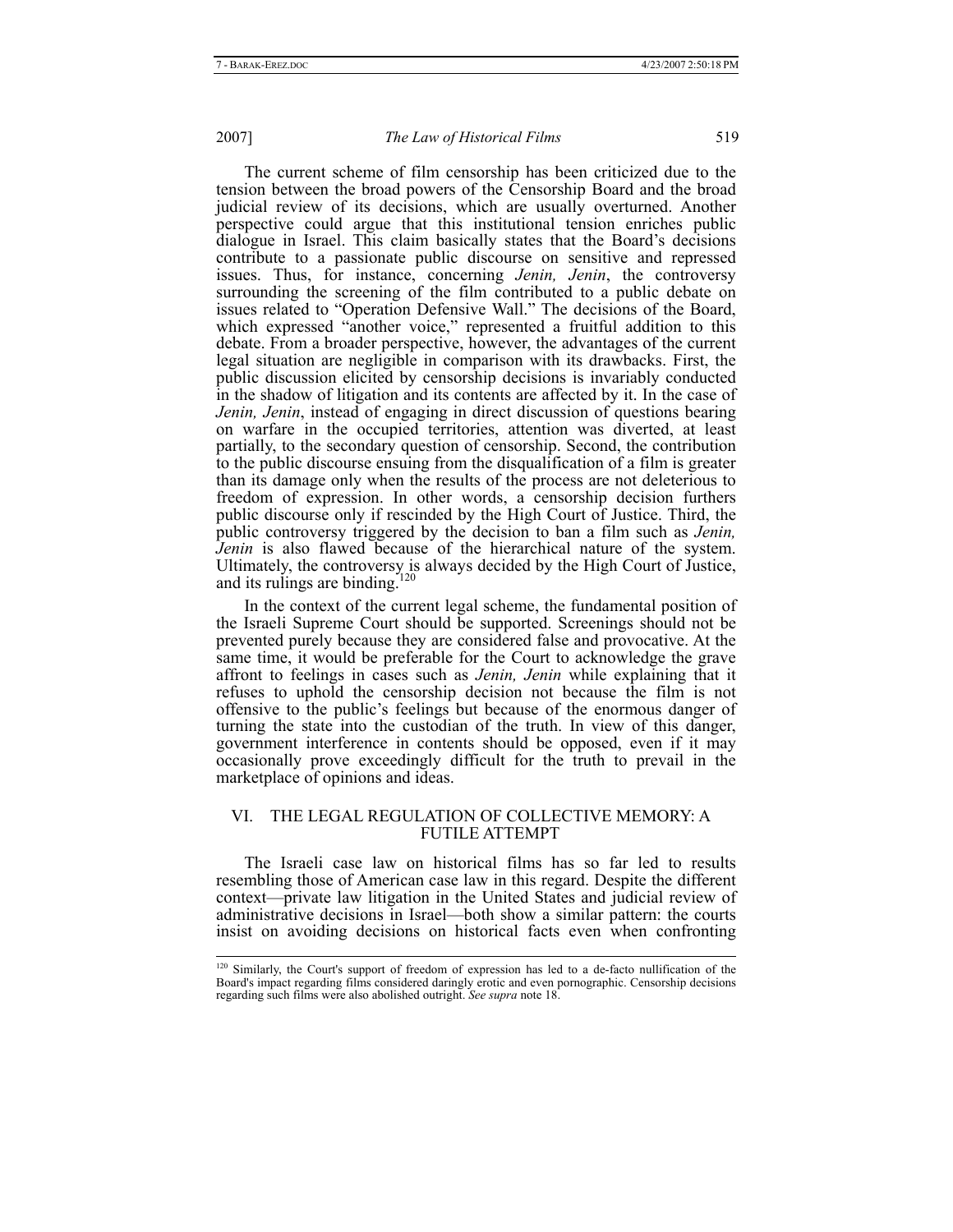The current scheme of film censorship has been criticized due to the tension between the broad powers of the Censorship Board and the broad judicial review of its decisions, which are usually overturned. Another perspective could argue that this institutional tension enriches public dialogue in Israel. This claim basically states that the Board's decisions contribute to a passionate public discourse on sensitive and repressed issues. Thus, for instance, concerning *Jenin, Jenin*, the controversy surrounding the screening of the film contributed to a public debate on issues related to "Operation Defensive Wall." The decisions of the Board, which expressed "another voice," represented a fruitful addition to this debate. From a broader perspective, however, the advantages of the current legal situation are negligible in comparison with its drawbacks. First, the public discussion elicited by censorship decisions is invariably conducted in the shadow of litigation and its contents are affected by it. In the case of *Jenin, Jenin*, instead of engaging in direct discussion of questions bearing on warfare in the occupied territories, attention was diverted, at least partially, to the secondary question of censorship. Second, the contribution to the public discourse ensuing from the disqualification of a film is greater than its damage only when the results of the process are not deleterious to freedom of expression. In other words, a censorship decision furthers public discourse only if rescinded by the High Court of Justice. Third, the public controversy triggered by the decision to ban a film such as *Jenin, Jenin* is also flawed because of the hierarchical nature of the system. Ultimately, the controversy is always decided by the High Court of Justice, and its rulings are binding.[120]

In the context of the current legal scheme, the fundamental position of the Israeli Supreme Court should be supported. Screenings should not be prevented purely because they are considered false and provocative. At the same time, it would be preferable for the Court to acknowledge the grave affront to feelings in cases such as *Jenin, Jenin* while explaining that it refuses to uphold the censorship decision not because the film is not offensive to the public's feelings but because of the enormous danger of turning the state into the custodian of the truth. In view of this danger, government interference in contents should be opposed, even if it may occasionally prove exceedingly difficult for the truth to prevail in the marketplace of opinions and ideas.

## VI. THE LEGAL REGULATION OF COLLECTIVE MEMORY: A FUTILE ATTEMPT

The Israeli case law on historical films has so far led to results resembling those of American case law in this regard. Despite the different context—private law litigation in the United States and judicial review of administrative decisions in Israel—both show a similar pattern: the courts insist on avoiding decisions on historical facts even when confronting

---

[120] Similarly, the Court's support of freedom of expression has led to a de-facto nullification of the Board's impact regarding films considered daringly erotic and even pornographic. Censorship decisions regarding such films were also abolished outright. *See supra* note 18.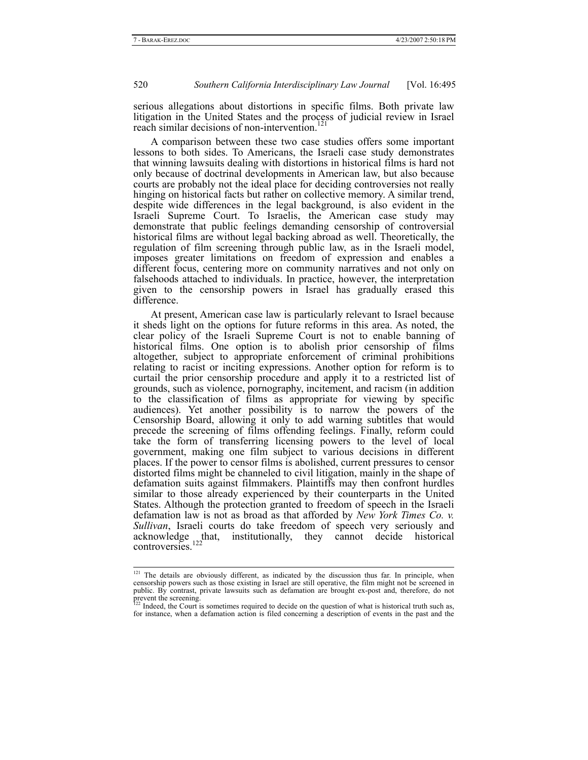serious allegations about distortions in specific films. Both private law litigation in the United States and the process of judicial review in Israel reach similar decisions of non-intervention.[121]

A comparison between these two case studies offers some important lessons to both sides. To Americans, the Israeli case study demonstrates that winning lawsuits dealing with distortions in historical films is hard not only because of doctrinal developments in American law, but also because courts are probably not the ideal place for deciding controversies not really hinging on historical facts but rather on collective memory. A similar trend, despite wide differences in the legal background, is also evident in the Israeli Supreme Court. To Israelis, the American case study may demonstrate that public feelings demanding censorship of controversial historical films are without legal backing abroad as well. Theoretically, the regulation of film screening through public law, as in the Israeli model, imposes greater limitations on freedom of expression and enables a different focus, centering more on community narratives and not only on falsehoods attached to individuals. In practice, however, the interpretation given to the censorship powers in Israel has gradually erased this difference.

At present, American case law is particularly relevant to Israel because it sheds light on the options for future reforms in this area. As noted, the clear policy of the Israeli Supreme Court is not to enable banning of historical films. One option is to abolish prior censorship of films altogether, subject to appropriate enforcement of criminal prohibitions relating to racist or inciting expressions. Another option for reform is to curtail the prior censorship procedure and apply it to a restricted list of grounds, such as violence, pornography, incitement, and racism (in addition to the classification of films as appropriate for viewing by specific audiences). Yet another possibility is to narrow the powers of the Censorship Board, allowing it only to add warning subtitles that would precede the screening of films offending feelings. Finally, reform could take the form of transferring licensing powers to the level of local government, making one film subject to various decisions in different places. If the power to censor films is abolished, current pressures to censor distorted films might be channeled to civil litigation, mainly in the shape of defamation suits against filmmakers. Plaintiffs may then confront hurdles similar to those already experienced by their counterparts in the United States. Although the protection granted to freedom of speech in the Israeli defamation law is not as broad as that afforded by *New York Times Co. v. Sullivan*, Israeli courts do take freedom of speech very seriously and acknowledge that, institutionally, they cannot decide historical controversies.[122]

---

[121] The details are obviously different, as indicated by the discussion thus far. In principle, when censorship powers such as those existing in Israel are still operative, the film might not be screened in public. By contrast, private lawsuits such as defamation are brought ex-post and, therefore, do not prevent the screening.

[122] Indeed, the Court is sometimes required to decide on the question of what is historical truth such as, for instance, when a defamation action is filed concerning a description of events in the past and the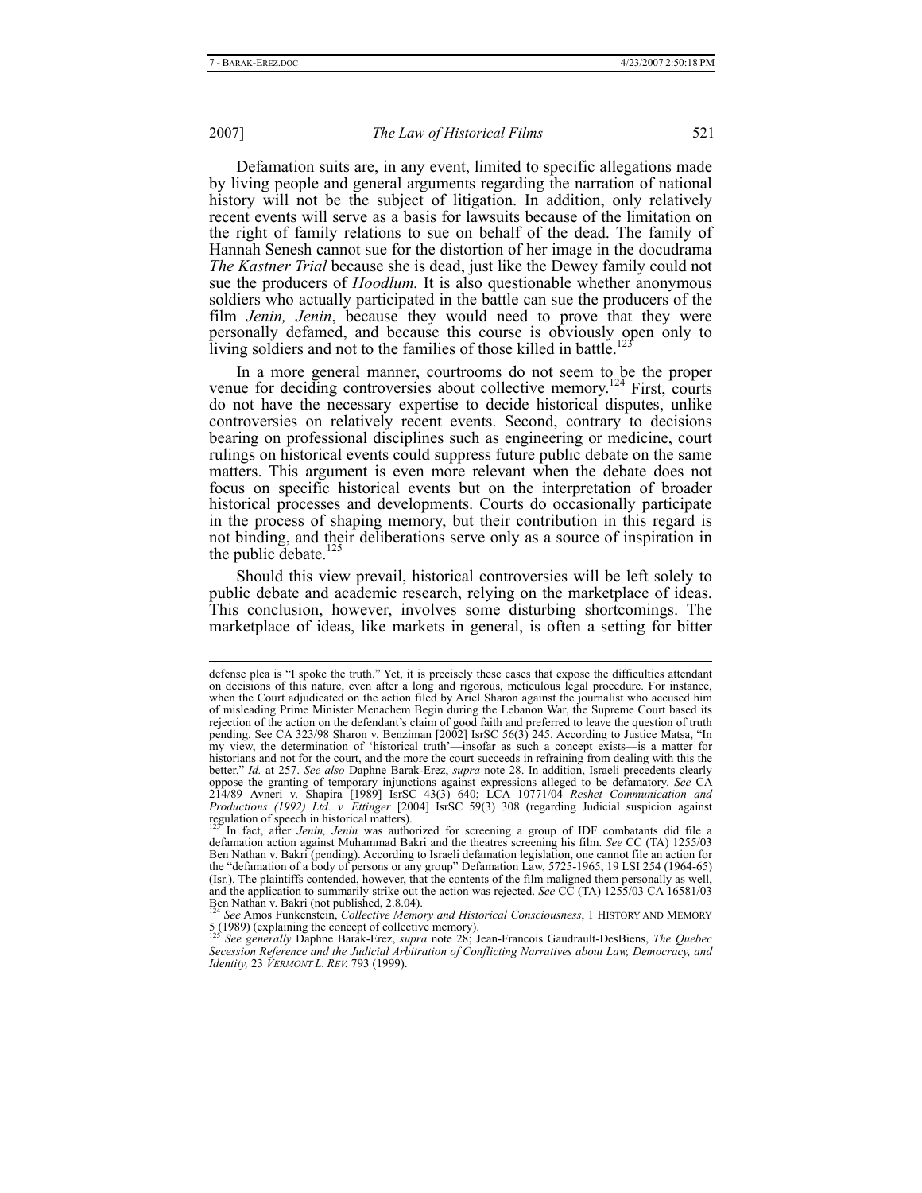Defamation suits are, in any event, limited to specific allegations made by living people and general arguments regarding the narration of national history will not be the subject of litigation. In addition, only relatively recent events will serve as a basis for lawsuits because of the limitation on the right of family relations to sue on behalf of the dead. The family of Hannah Senesh cannot sue for the distortion of her image in the docudrama *The Kastner Trial* because she is dead, just like the Dewey family could not sue the producers of *Hoodlum.* It is also questionable whether anonymous soldiers who actually participated in the battle can sue the producers of the film *Jenin, Jenin*, because they would need to prove that they were personally defamed, and because this course is obviously open only to living soldiers and not to the families of those killed in battle.[123]

In a more general manner, courtrooms do not seem to be the proper venue for deciding controversies about collective memory.[124] First, courts do not have the necessary expertise to decide historical disputes, unlike controversies on relatively recent events. Second, contrary to decisions bearing on professional disciplines such as engineering or medicine, court rulings on historical events could suppress future public debate on the same matters. This argument is even more relevant when the debate does not focus on specific historical events but on the interpretation of broader historical processes and developments. Courts do occasionally participate in the process of shaping memory, but their contribution in this regard is not binding, and their deliberations serve only as a source of inspiration in the public debate.[125]

Should this view prevail, historical controversies will be left solely to public debate and academic research, relying on the marketplace of ideas. This conclusion, however, involves some disturbing shortcomings. The marketplace of ideas, like markets in general, is often a setting for bitter

---

defense plea is "I spoke the truth." Yet, it is precisely these cases that expose the difficulties attendant on decisions of this nature, even after a long and rigorous, meticulous legal procedure. For instance, when the Court adjudicated on the action filed by Ariel Sharon against the journalist who accused him of misleading Prime Minister Menachem Begin during the Lebanon War, the Supreme Court based its rejection of the action on the defendant's claim of good faith and preferred to leave the question of truth pending. See CA 323/98 Sharon v. Benziman [2002] IsrSC 56(3) 245. According to Justice Matsa, "In my view, the determination of 'historical truth'—insofar as such a concept exists—is a matter for historians and not for the court, and the more the court succeeds in refraining from dealing with this the better." *Id.* at 257. *See also* Daphne Barak-Erez, *supra* note 28. In addition, Israeli precedents clearly oppose the granting of temporary injunctions against expressions alleged to be defamatory. *See* CA 214/89 Avneri v. Shapira [1989] IsrSC 43(3) 640; LCA 10771/04 *Reshet Communication and Productions (1992) Ltd. v. Ettinger* [2004] IsrSC 59(3) 308 (regarding Judicial suspicion against regulation of speech in historical matters).

[123] In fact, after *Jenin, Jenin* was authorized for screening a group of IDF combatants did file a defamation action against Muhammad Bakri and the theatres screening his film. *See* CC (TA) 1255/03 Ben Nathan v. Bakri (pending). According to Israeli defamation legislation, one cannot file an action for the "defamation of a body of persons or any group" Defamation Law, 5725-1965, 19 LSI 254 (1964-65) (Isr.). The plaintiffs contended, however, that the contents of the film maligned them personally as well, and the application to summarily strike out the action was rejected. *See* CC (TA) 1255/03 CA 16581/03 Ben Nathan v. Bakri (not published, 2.8.04).

[124] *See* Amos Funkenstein, *Collective Memory and Historical Consciousness*, 1 HISTORY AND MEMORY 5 (1989) (explaining the concept of collective memory).

[125] *See generally* Daphne Barak-Erez, *supra* note 28; Jean-Francois Gaudrault-DesBiens, *The Quebec Secession Reference and the Judicial Arbitration of Conflicting Narratives about Law, Democracy, and Identity,* 23 *VERMONT L. REV.* 793 (1999).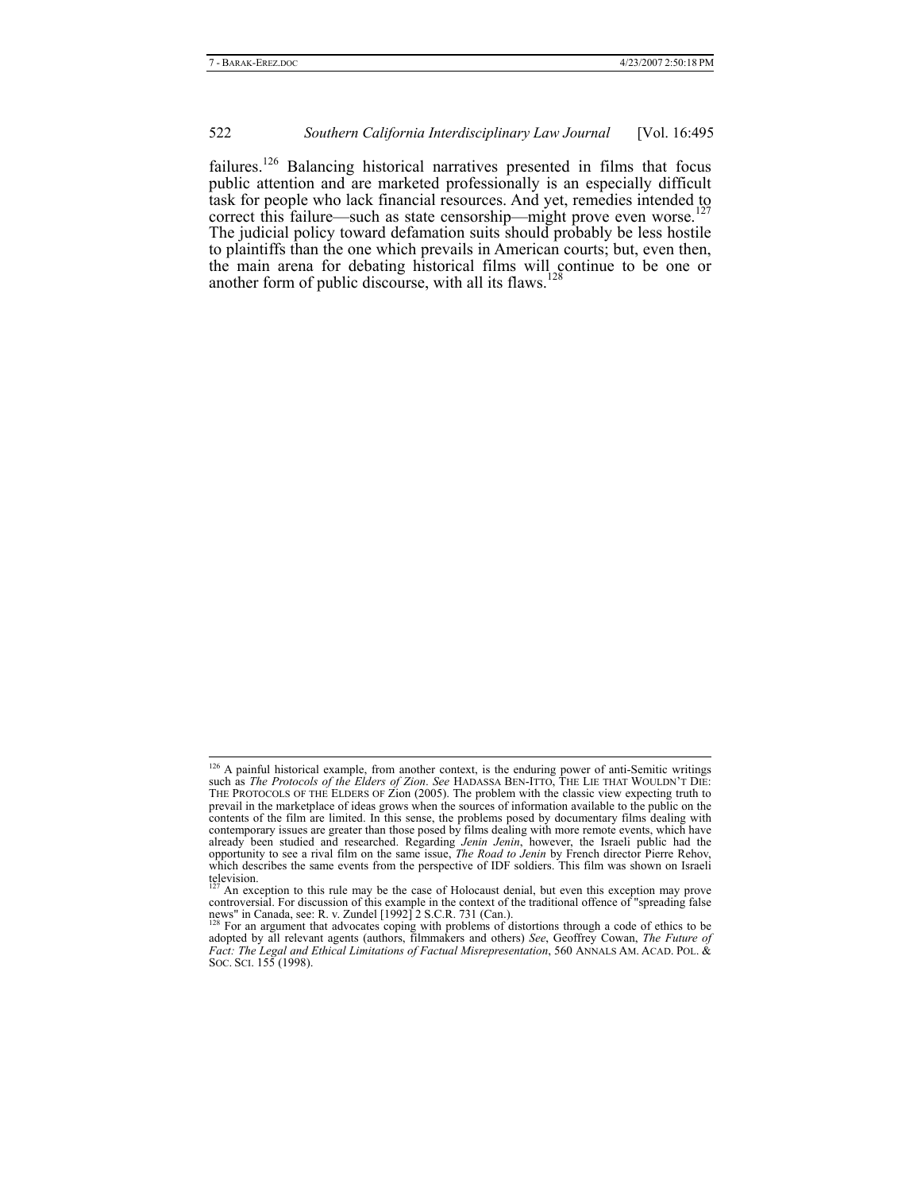failures.[126] Balancing historical narratives presented in films that focus public attention and are marketed professionally is an especially difficult task for people who lack financial resources. And yet, remedies intended to correct this failure—such as state censorship—might prove even worse.[127] The judicial policy toward defamation suits should probably be less hostile to plaintiffs than the one which prevails in American courts; but, even then, the main arena for debating historical films will continue to be one or another form of public discourse, with all its flaws.[128]

---

[126] A painful historical example, from another context, is the enduring power of anti-Semitic writings such as *The Protocols of the Elders of Zion*. *See* HADASSA BEN-ITTO, THE LIE THAT WOULDN'T DIE: THE PROTOCOLS OF THE ELDERS OF Zion (2005). The problem with the classic view expecting truth to prevail in the marketplace of ideas grows when the sources of information available to the public on the contents of the film are limited. In this sense, the problems posed by documentary films dealing with contemporary issues are greater than those posed by films dealing with more remote events, which have already been studied and researched. Regarding *Jenin Jenin*, however, the Israeli public had the opportunity to see a rival film on the same issue, *The Road to Jenin* by French director Pierre Rehov, which describes the same events from the perspective of IDF soldiers. This film was shown on Israeli television.

[127] An exception to this rule may be the case of Holocaust denial, but even this exception may prove controversial. For discussion of this example in the context of the traditional offence of "spreading false news" in Canada, see: R. v. Zundel [1992] 2 S.C.R. 731 (Can.).

[128] For an argument that advocates coping with problems of distortions through a code of ethics to be adopted by all relevant agents (authors, filmmakers and others) *See*, Geoffrey Cowan, *The Future of Fact: The Legal and Ethical Limitations of Factual Misrepresentation*, 560 ANNALS AM. ACAD. POL. & SOC. SCI. 155 (1998).